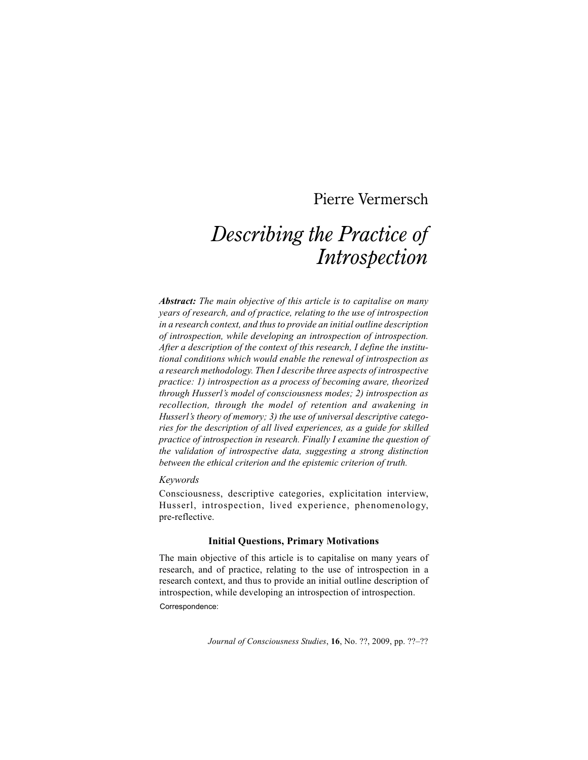Pierre Vermersch

# *Describing the Practice of Introspection*

***Abstract:*** *The main objective of this article is to capitalise on many years of research, and of practice, relating to the use of introspection in a research context, and thus to provide an initial outline description of introspection, while developing an introspection of introspection. After a description of the context of this research, I define the institutional conditions which would enable the renewal of introspection as a research methodology. Then I describe three aspects of introspective practice: 1) introspection as a process of becoming aware, theorized through Husserl's model of consciousness modes; 2) introspection as recollection, through the model of retention and awakening in Husserl's theory of memory; 3) the use of universal descriptive categories for the description of all lived experiences, as a guide for skilled practice of introspection in research. Finally I examine the question of the validation of introspective data, suggesting a strong distinction between the ethical criterion and the epistemic criterion of truth.*

*Keywords*

Consciousness, descriptive categories, explicitation interview, Husserl, introspection, lived experience, phenomenology, pre-reflective.

## Initial Questions, Primary Motivations

The main objective of this article is to capitalise on many years of research, and of practice, relating to the use of introspection in a research context, and thus to provide an initial outline description of introspection, while developing an introspection of introspection.

Correspondence: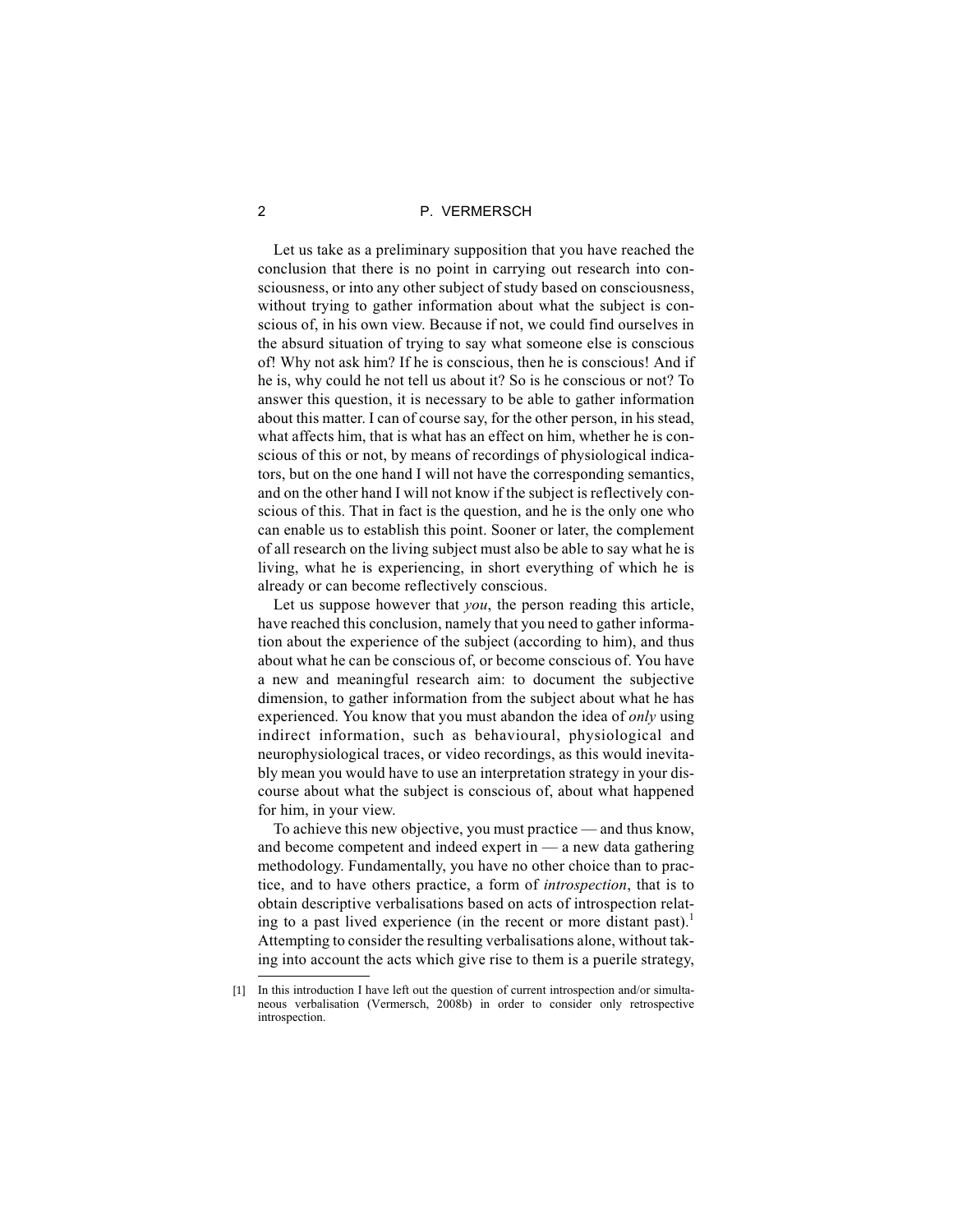Let us take as a preliminary supposition that you have reached the conclusion that there is no point in carrying out research into consciousness, or into any other subject of study based on consciousness, without trying to gather information about what the subject is conscious of, in his own view. Because if not, we could find ourselves in the absurd situation of trying to say what someone else is conscious of! Why not ask him? If he is conscious, then he is conscious! And if he is, why could he not tell us about it? So is he conscious or not? To answer this question, it is necessary to be able to gather information about this matter. I can of course say, for the other person, in his stead, what affects him, that is what has an effect on him, whether he is conscious of this or not, by means of recordings of physiological indicators, but on the one hand I will not have the corresponding semantics, and on the other hand I will not know if the subject is reflectively conscious of this. That in fact is the question, and he is the only one who can enable us to establish this point. Sooner or later, the complement of all research on the living subject must also be able to say what he is living, what he is experiencing, in short everything of which he is already or can become reflectively conscious.

Let us suppose however that *you*, the person reading this article, have reached this conclusion, namely that you need to gather information about the experience of the subject (according to him), and thus about what he can be conscious of, or become conscious of. You have a new and meaningful research aim: to document the subjective dimension, to gather information from the subject about what he has experienced. You know that you must abandon the idea of *only* using indirect information, such as behavioural, physiological and neurophysiological traces, or video recordings, as this would inevitably mean you would have to use an interpretation strategy in your discourse about what the subject is conscious of, about what happened for him, in your view.

To achieve this new objective, you must practice — and thus know, and become competent and indeed expert in — a new data gathering methodology. Fundamentally, you have no other choice than to practice, and to have others practice, a form of *introspection*, that is to obtain descriptive verbalisations based on acts of introspection relating to a past lived experience (in the recent or more distant past).[1] Attempting to consider the resulting verbalisations alone, without taking into account the acts which give rise to them is a puerile strategy,

[1] In this introduction I have left out the question of current introspection and/or simultaneous verbalisation (Vermersch, 2008b) in order to consider only retrospective introspection.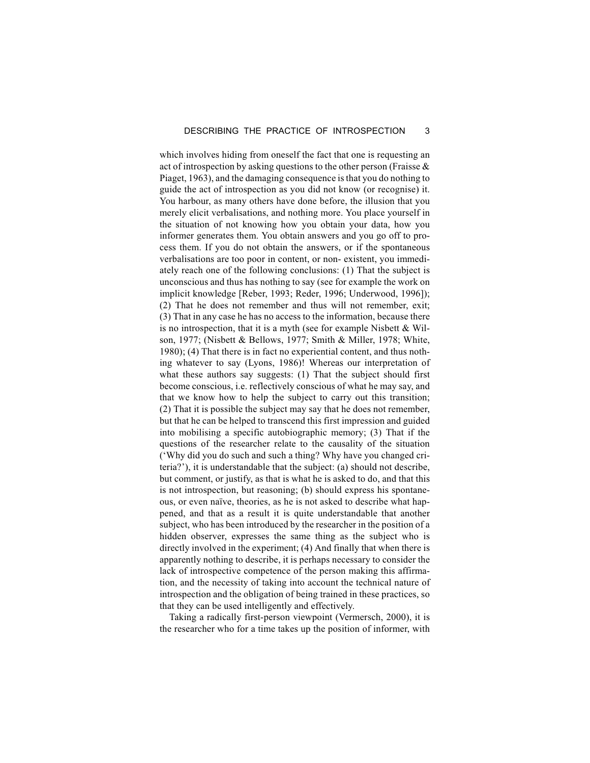which involves hiding from oneself the fact that one is requesting an act of introspection by asking questions to the other person (Fraisse & Piaget, 1963), and the damaging consequence is that you do nothing to guide the act of introspection as you did not know (or recognise) it. You harbour, as many others have done before, the illusion that you merely elicit verbalisations, and nothing more. You place yourself in the situation of not knowing how you obtain your data, how you informer generates them. You obtain answers and you go off to process them. If you do not obtain the answers, or if the spontaneous verbalisations are too poor in content, or non- existent, you immediately reach one of the following conclusions: (1) That the subject is unconscious and thus has nothing to say (see for example the work on implicit knowledge [Reber, 1993; Reder, 1996; Underwood, 1996]); (2) That he does not remember and thus will not remember, exit; (3) That in any case he has no access to the information, because there is no introspection, that it is a myth (see for example Nisbett & Wilson, 1977; (Nisbett & Bellows, 1977; Smith & Miller, 1978; White, 1980); (4) That there is in fact no experiential content, and thus nothing whatever to say (Lyons, 1986)! Whereas our interpretation of what these authors say suggests: (1) That the subject should first become conscious, i.e. reflectively conscious of what he may say, and that we know how to help the subject to carry out this transition; (2) That it is possible the subject may say that he does not remember, but that he can be helped to transcend this first impression and guided into mobilising a specific autobiographic memory; (3) That if the questions of the researcher relate to the causality of the situation ('Why did you do such and such a thing? Why have you changed criteria?'), it is understandable that the subject: (a) should not describe, but comment, or justify, as that is what he is asked to do, and that this is not introspection, but reasoning; (b) should express his spontaneous, or even naïve, theories, as he is not asked to describe what happened, and that as a result it is quite understandable that another subject, who has been introduced by the researcher in the position of a hidden observer, expresses the same thing as the subject who is directly involved in the experiment; (4) And finally that when there is apparently nothing to describe, it is perhaps necessary to consider the lack of introspective competence of the person making this affirmation, and the necessity of taking into account the technical nature of introspection and the obligation of being trained in these practices, so that they can be used intelligently and effectively.

Taking a radically first-person viewpoint (Vermersch, 2000), it is the researcher who for a time takes up the position of informer, with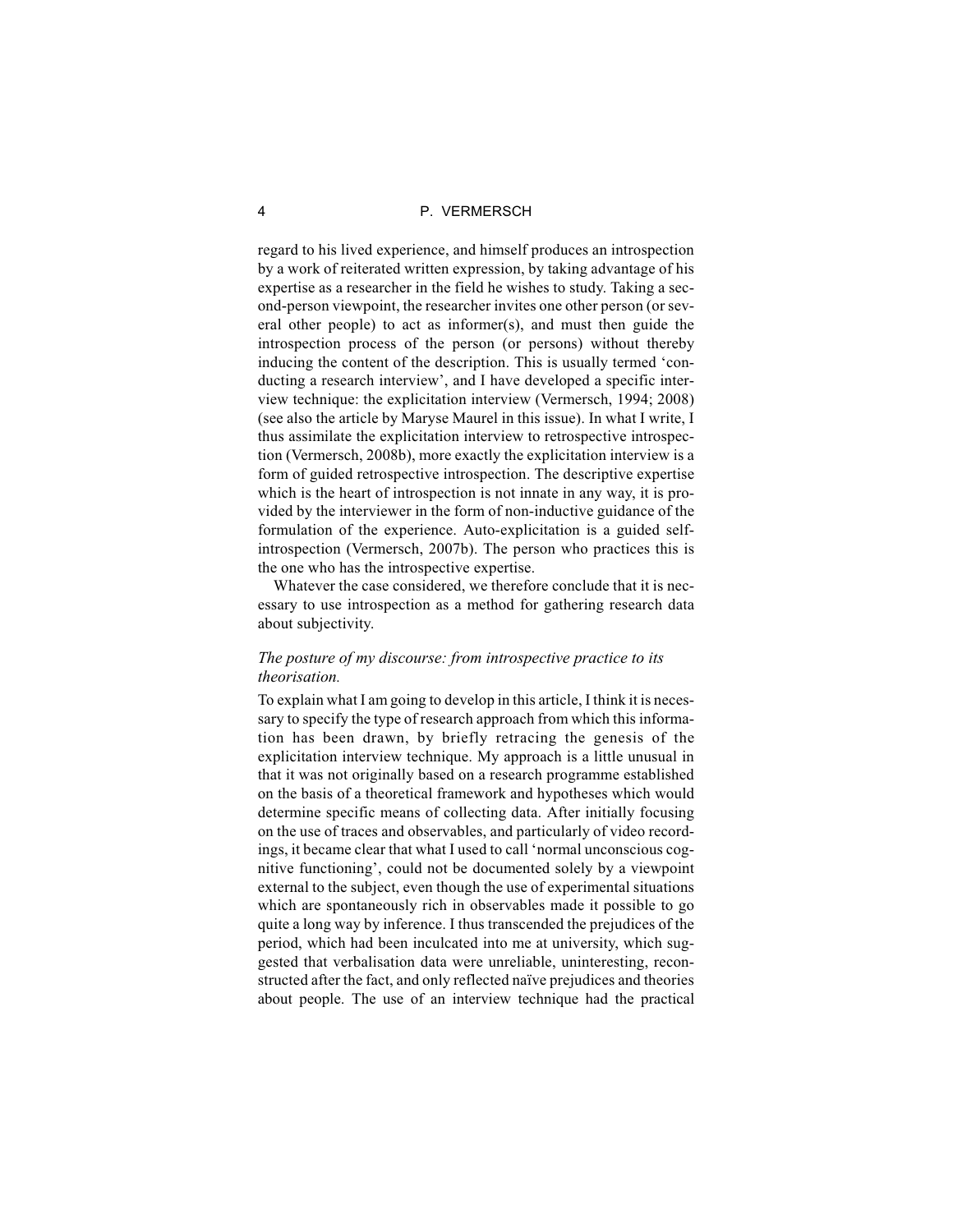regard to his lived experience, and himself produces an introspection by a work of reiterated written expression, by taking advantage of his expertise as a researcher in the field he wishes to study. Taking a second-person viewpoint, the researcher invites one other person (or several other people) to act as informer(s), and must then guide the introspection process of the person (or persons) without thereby inducing the content of the description. This is usually termed 'conducting a research interview', and I have developed a specific interview technique: the explicitation interview (Vermersch, 1994; 2008) (see also the article by Maryse Maurel in this issue). In what I write, I thus assimilate the explicitation interview to retrospective introspection (Vermersch, 2008b), more exactly the explicitation interview is a form of guided retrospective introspection. The descriptive expertise which is the heart of introspection is not innate in any way, it is provided by the interviewer in the form of non-inductive guidance of the formulation of the experience. Auto-explicitation is a guided self-introspection (Vermersch, 2007b). The person who practices this is the one who has the introspective expertise.

Whatever the case considered, we therefore conclude that it is necessary to use introspection as a method for gathering research data about subjectivity.

### *The posture of my discourse: from introspective practice to its theorisation.*

To explain what I am going to develop in this article, I think it is necessary to specify the type of research approach from which this information has been drawn, by briefly retracing the genesis of the explicitation interview technique. My approach is a little unusual in that it was not originally based on a research programme established on the basis of a theoretical framework and hypotheses which would determine specific means of collecting data. After initially focusing on the use of traces and observables, and particularly of video recordings, it became clear that what I used to call 'normal unconscious cognitive functioning', could not be documented solely by a viewpoint external to the subject, even though the use of experimental situations which are spontaneously rich in observables made it possible to go quite a long way by inference. I thus transcended the prejudices of the period, which had been inculcated into me at university, which suggested that verbalisation data were unreliable, uninteresting, reconstructed after the fact, and only reflected naïve prejudices and theories about people. The use of an interview technique had the practical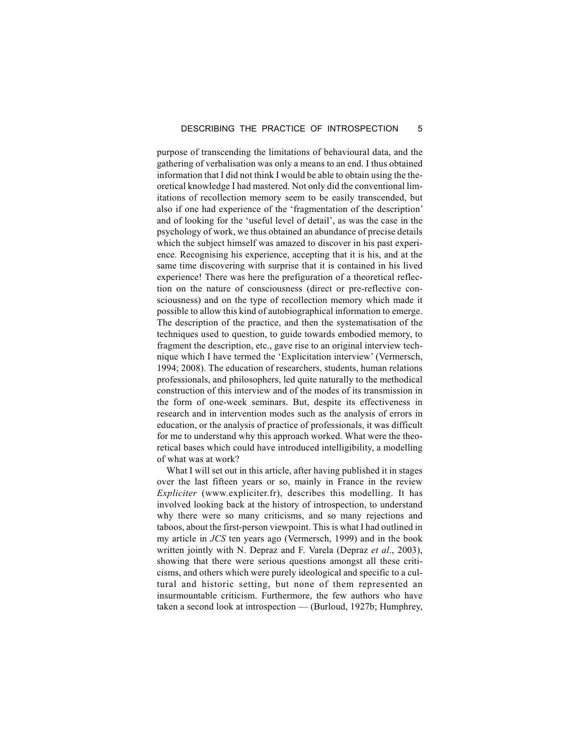purpose of transcending the limitations of behavioural data, and the gathering of verbalisation was only a means to an end. I thus obtained information that I did not think I would be able to obtain using the theoretical knowledge I had mastered. Not only did the conventional limitations of recollection memory seem to be easily transcended, but also if one had experience of the 'fragmentation of the description' and of looking for the 'useful level of detail', as was the case in the psychology of work, we thus obtained an abundance of precise details which the subject himself was amazed to discover in his past experience. Recognising his experience, accepting that it is his, and at the same time discovering with surprise that it is contained in his lived experience! There was here the prefiguration of a theoretical reflection on the nature of consciousness (direct or pre-reflective consciousness) and on the type of recollection memory which made it possible to allow this kind of autobiographical information to emerge. The description of the practice, and then the systematisation of the techniques used to question, to guide towards embodied memory, to fragment the description, etc., gave rise to an original interview technique which I have termed the 'Explicitation interview' (Vermersch, 1994; 2008). The education of researchers, students, human relations professionals, and philosophers, led quite naturally to the methodical construction of this interview and of the modes of its transmission in the form of one-week seminars. But, despite its effectiveness in research and in intervention modes such as the analysis of errors in education, or the analysis of practice of professionals, it was difficult for me to understand why this approach worked. What were the theoretical bases which could have introduced intelligibility, a modelling of what was at work?

What I will set out in this article, after having published it in stages over the last fifteen years or so, mainly in France in the review *Expliciter* (www.expliciter.fr), describes this modelling. It has involved looking back at the history of introspection, to understand why there were so many criticisms, and so many rejections and taboos, about the first-person viewpoint. This is what I had outlined in my article in *JCS* ten years ago (Vermersch, 1999) and in the book written jointly with N. Depraz and F. Varela (Depraz *et al*., 2003), showing that there were serious questions amongst all these criticisms, and others which were purely ideological and specific to a cultural and historic setting, but none of them represented an insurmountable criticism. Furthermore, the few authors who have taken a second look at introspection — (Burloud, 1927b; Humphrey,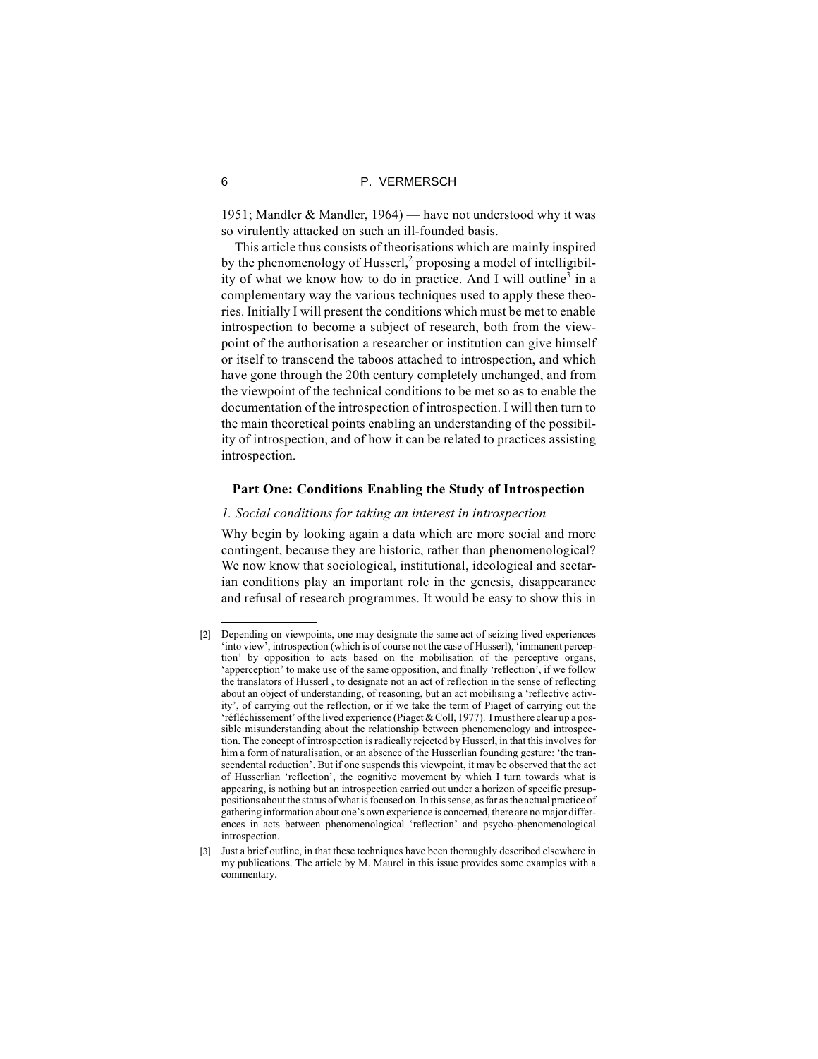1951; Mandler & Mandler, 1964) — have not understood why it was so virulently attacked on such an ill-founded basis.

This article thus consists of theorisations which are mainly inspired by the phenomenology of Husserl,[2] proposing a model of intelligibility of what we know how to do in practice. And I will outline[3] in a complementary way the various techniques used to apply these theories. Initially I will present the conditions which must be met to enable introspection to become a subject of research, both from the viewpoint of the authorisation a researcher or institution can give himself or itself to transcend the taboos attached to introspection, and which have gone through the 20th century completely unchanged, and from the viewpoint of the technical conditions to be met so as to enable the documentation of the introspection of introspection. I will then turn to the main theoretical points enabling an understanding of the possibility of introspection, and of how it can be related to practices assisting introspection.

## Part One: Conditions Enabling the Study of Introspection

### *1. Social conditions for taking an interest in introspection*

Why begin by looking again a data which are more social and more contingent, because they are historic, rather than phenomenological? We now know that sociological, institutional, ideological and sectarian conditions play an important role in the genesis, disappearance and refusal of research programmes. It would be easy to show this in

---

[2] Depending on viewpoints, one may designate the same act of seizing lived experiences 'into view', introspection (which is of course not the case of Husserl), 'immanent perception' by opposition to acts based on the mobilisation of the perceptive organs, 'apperception' to make use of the same opposition, and finally 'reflection', if we follow the translators of Husserl , to designate not an act of reflection in the sense of reflecting about an object of understanding, of reasoning, but an act mobilising a 'reflective activity', of carrying out the reflection, or if we take the term of Piaget of carrying out the 'réfléchissement' of the lived experience (Piaget & Coll, 1977). I must here clear up a possible misunderstanding about the relationship between phenomenology and introspection. The concept of introspection is radically rejected by Husserl, in that this involves for him a form of naturalisation, or an absence of the Husserlian founding gesture: 'the transcendental reduction'. But if one suspends this viewpoint, it may be observed that the act of Husserlian 'reflection', the cognitive movement by which I turn towards what is appearing, is nothing but an introspection carried out under a horizon of specific presuppositions about the status of what is focused on. In this sense, as far as the actual practice of gathering information about one's own experience is concerned, there are no major differences in acts between phenomenological 'reflection' and psycho-phenomenological introspection.

[3] Just a brief outline, in that these techniques have been thoroughly described elsewhere in my publications. The article by M. Maurel in this issue provides some examples with a commentary.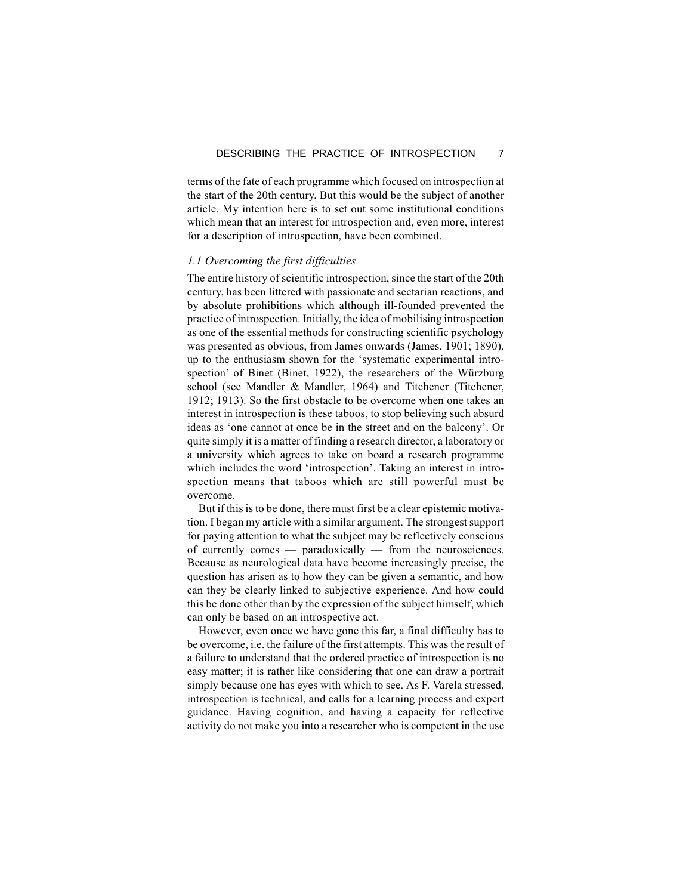terms of the fate of each programme which focused on introspection at the start of the 20th century. But this would be the subject of another article. My intention here is to set out some institutional conditions which mean that an interest for introspection and, even more, interest for a description of introspection, have been combined.

### *1.1 Overcoming the first difficulties*

The entire history of scientific introspection, since the start of the 20th century, has been littered with passionate and sectarian reactions, and by absolute prohibitions which although ill-founded prevented the practice of introspection. Initially, the idea of mobilising introspection as one of the essential methods for constructing scientific psychology was presented as obvious, from James onwards (James, 1901; 1890), up to the enthusiasm shown for the 'systematic experimental introspection' of Binet (Binet, 1922), the researchers of the Würzburg school (see Mandler & Mandler, 1964) and Titchener (Titchener, 1912; 1913). So the first obstacle to be overcome when one takes an interest in introspection is these taboos, to stop believing such absurd ideas as 'one cannot at once be in the street and on the balcony'. Or quite simply it is a matter of finding a research director, a laboratory or a university which agrees to take on board a research programme which includes the word 'introspection'. Taking an interest in introspection means that taboos which are still powerful must be overcome.

But if this is to be done, there must first be a clear epistemic motivation. I began my article with a similar argument. The strongest support for paying attention to what the subject may be reflectively conscious of currently comes — paradoxically — from the neurosciences. Because as neurological data have become increasingly precise, the question has arisen as to how they can be given a semantic, and how can they be clearly linked to subjective experience. And how could this be done other than by the expression of the subject himself, which can only be based on an introspective act.

However, even once we have gone this far, a final difficulty has to be overcome, i.e. the failure of the first attempts. This was the result of a failure to understand that the ordered practice of introspection is no easy matter; it is rather like considering that one can draw a portrait simply because one has eyes with which to see. As F. Varela stressed, introspection is technical, and calls for a learning process and expert guidance. Having cognition, and having a capacity for reflective activity do not make you into a researcher who is competent in the use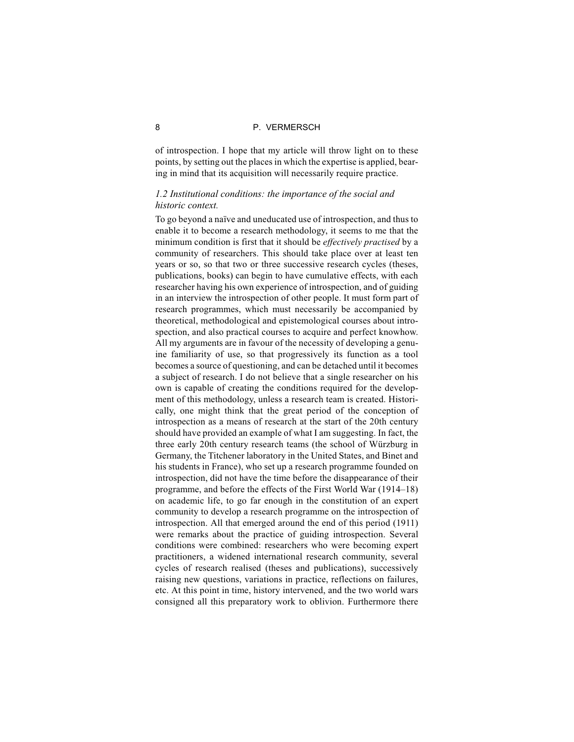of introspection. I hope that my article will throw light on to these points, by setting out the places in which the expertise is applied, bearing in mind that its acquisition will necessarily require practice.

### *1.2 Institutional conditions: the importance of the social and historic context.*

To go beyond a naïve and uneducated use of introspection, and thus to enable it to become a research methodology, it seems to me that the minimum condition is first that it should be *effectively practised* by a community of researchers. This should take place over at least ten years or so, so that two or three successive research cycles (theses, publications, books) can begin to have cumulative effects, with each researcher having his own experience of introspection, and of guiding in an interview the introspection of other people. It must form part of research programmes, which must necessarily be accompanied by theoretical, methodological and epistemological courses about introspection, and also practical courses to acquire and perfect knowhow. All my arguments are in favour of the necessity of developing a genuine familiarity of use, so that progressively its function as a tool becomes a source of questioning, and can be detached until it becomes a subject of research. I do not believe that a single researcher on his own is capable of creating the conditions required for the development of this methodology, unless a research team is created. Historically, one might think that the great period of the conception of introspection as a means of research at the start of the 20th century should have provided an example of what I am suggesting. In fact, the three early 20th century research teams (the school of Würzburg in Germany, the Titchener laboratory in the United States, and Binet and his students in France), who set up a research programme founded on introspection, did not have the time before the disappearance of their programme, and before the effects of the First World War (1914–18) on academic life, to go far enough in the constitution of an expert community to develop a research programme on the introspection of introspection. All that emerged around the end of this period (1911) were remarks about the practice of guiding introspection. Several conditions were combined: researchers who were becoming expert practitioners, a widened international research community, several cycles of research realised (theses and publications), successively raising new questions, variations in practice, reflections on failures, etc. At this point in time, history intervened, and the two world wars consigned all this preparatory work to oblivion. Furthermore there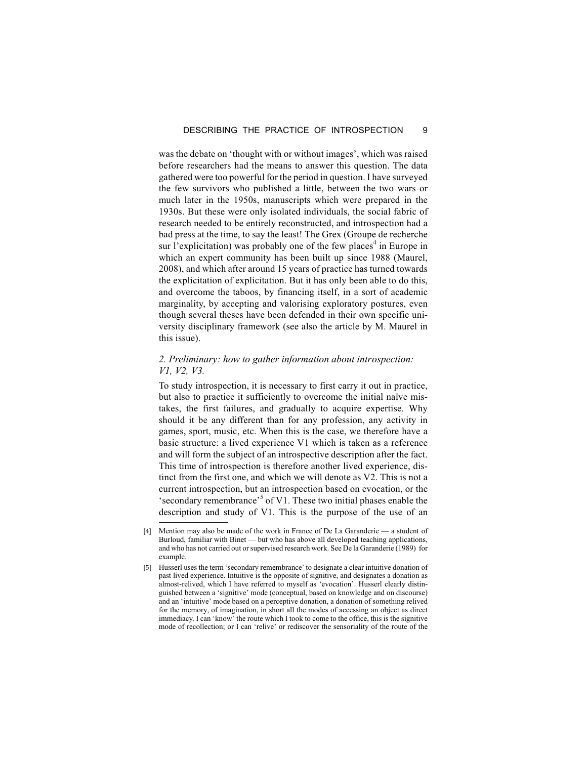was the debate on 'thought with or without images', which was raised before researchers had the means to answer this question. The data gathered were too powerful for the period in question. I have surveyed the few survivors who published a little, between the two wars or much later in the 1950s, manuscripts which were prepared in the 1930s. But these were only isolated individuals, the social fabric of research needed to be entirely reconstructed, and introspection had a bad press at the time, to say the least! The Grex (Groupe de recherche sur l'explicitation) was probably one of the few places[4] in Europe in which an expert community has been built up since 1988 (Maurel, 2008), and which after around 15 years of practice has turned towards the explicitation of explicitation. But it has only been able to do this, and overcome the taboos, by financing itself, in a sort of academic marginality, by accepting and valorising exploratory postures, even though several theses have been defended in their own specific university disciplinary framework (see also the article by M. Maurel in this issue).

### *2. Preliminary: how to gather information about introspection: V1, V2, V3.*

To study introspection, it is necessary to first carry it out in practice, but also to practice it sufficiently to overcome the initial naïve mistakes, the first failures, and gradually to acquire expertise. Why should it be any different than for any profession, any activity in games, sport, music, etc. When this is the case, we therefore have a basic structure: a lived experience V1 which is taken as a reference and will form the subject of an introspective description after the fact. This time of introspection is therefore another lived experience, distinct from the first one, and which we will denote as V2. This is not a current introspection, but an introspection based on evocation, or the 'secondary remembrance'[5] of V1. These two initial phases enable the description and study of V1. This is the purpose of the use of an

---

[4] Mention may also be made of the work in France of De La Garanderie — a student of Burloud, familiar with Binet — but who has above all developed teaching applications, and who has not carried out or supervised research work. See De la Garanderie (1989) for example.

[5] Husserl uses the term 'secondary remembrance' to designate a clear intuitive donation of past lived experience. Intuitive is the opposite of signitive, and designates a donation as almost-relived, which I have referred to myself as 'evocation'. Husserl clearly distinguished between a 'signitive' mode (conceptual, based on knowledge and on discourse) and an 'intuitive' mode based on a perceptive donation, a donation of something relived for the memory, of imagination, in short all the modes of accessing an object as direct immediacy. I can 'know' the route which I took to come to the office, this is the signitive mode of recollection; or I can 'relive' or rediscover the sensoriality of the route of the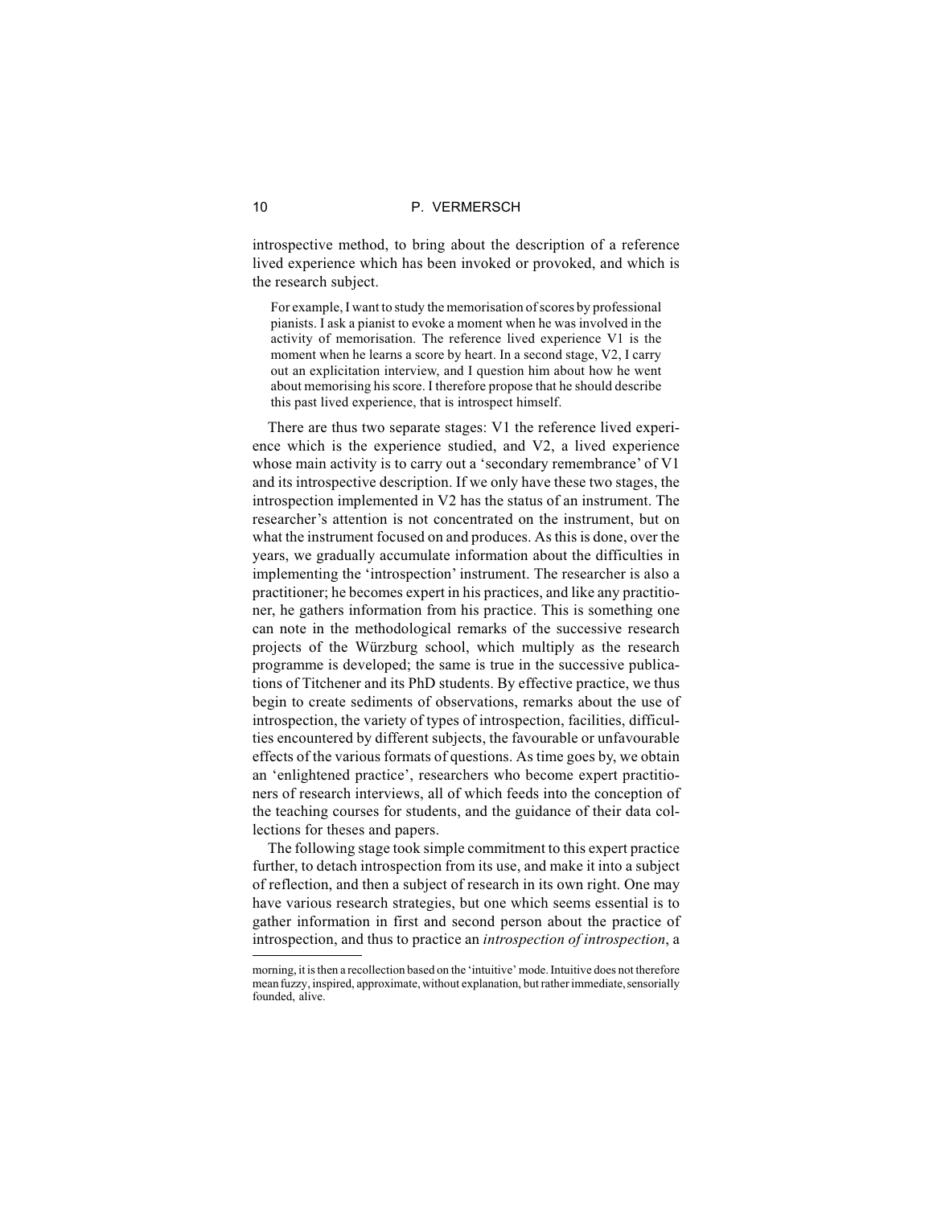introspective method, to bring about the description of a reference lived experience which has been invoked or provoked, and which is the research subject.

> For example, I want to study the memorisation of scores by professional pianists. I ask a pianist to evoke a moment when he was involved in the activity of memorisation. The reference lived experience V1 is the moment when he learns a score by heart. In a second stage, V2, I carry out an explicitation interview, and I question him about how he went about memorising his score. I therefore propose that he should describe this past lived experience, that is introspect himself.

There are thus two separate stages: V1 the reference lived experience which is the experience studied, and V2, a lived experience whose main activity is to carry out a 'secondary remembrance' of V1 and its introspective description. If we only have these two stages, the introspection implemented in V2 has the status of an instrument. The researcher's attention is not concentrated on the instrument, but on what the instrument focused on and produces. As this is done, over the years, we gradually accumulate information about the difficulties in implementing the 'introspection' instrument. The researcher is also a practitioner; he becomes expert in his practices, and like any practitioner, he gathers information from his practice. This is something one can note in the methodological remarks of the successive research projects of the Würzburg school, which multiply as the research programme is developed; the same is true in the successive publications of Titchener and its PhD students. By effective practice, we thus begin to create sediments of observations, remarks about the use of introspection, the variety of types of introspection, facilities, difficulties encountered by different subjects, the favourable or unfavourable effects of the various formats of questions. As time goes by, we obtain an 'enlightened practice', researchers who become expert practitioners of research interviews, all of which feeds into the conception of the teaching courses for students, and the guidance of their data collections for theses and papers.

The following stage took simple commitment to this expert practice further, to detach introspection from its use, and make it into a subject of reflection, and then a subject of research in its own right. One may have various research strategies, but one which seems essential is to gather information in first and second person about the practice of introspection, and thus to practice an *introspection of introspection*, a

---

morning, it is then a recollection based on the 'intuitive' mode. Intuitive does not therefore mean fuzzy, inspired, approximate, without explanation, but rather immediate, sensorially founded, alive.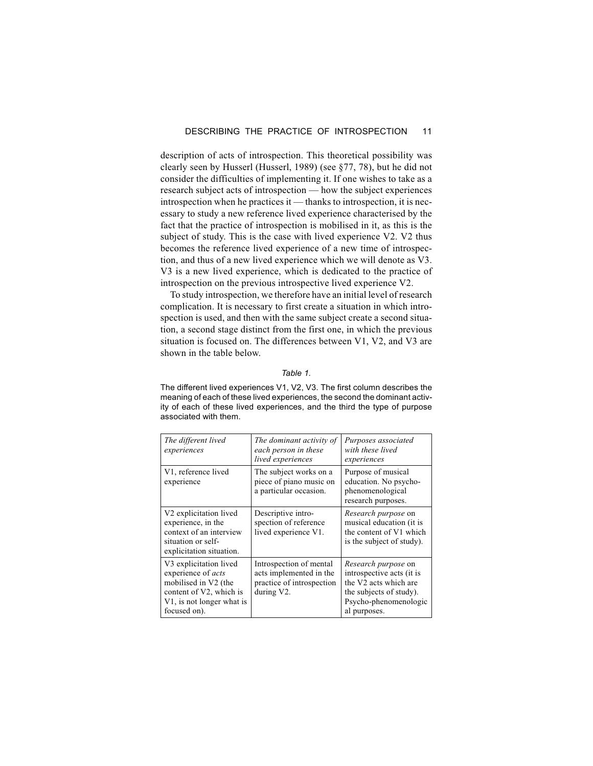description of acts of introspection. This theoretical possibility was clearly seen by Husserl (Husserl, 1989) (see §77, 78), but he did not consider the difficulties of implementing it. If one wishes to take as a research subject acts of introspection — how the subject experiences introspection when he practices it — thanks to introspection, it is necessary to study a new reference lived experience characterised by the fact that the practice of introspection is mobilised in it, as this is the subject of study. This is the case with lived experience V2. V2 thus becomes the reference lived experience of a new time of introspection, and thus of a new lived experience which we will denote as V3. V3 is a new lived experience, which is dedicated to the practice of introspection on the previous introspective lived experience V2.

To study introspection, we therefore have an initial level of research complication. It is necessary to first create a situation in which introspection is used, and then with the same subject create a second situation, a second stage distinct from the first one, in which the previous situation is focused on. The differences between V1, V2, and V3 are shown in the table below.

*Table 1.*

The different lived experiences V1, V2, V3. The first column describes the meaning of each of these lived experiences, the second the dominant activity of each of these lived experiences, and the third the type of purpose associated with them.

| *The different lived experiences* | *The dominant activity of each person in these lived experiences* | *Purposes associated with these lived experiences* |
| --- | --- | --- |
| V1, reference lived experience | The subject works on a piece of piano music on a particular occasion. | Purpose of musical education. No psycho-phenomenological research purposes. |
| V2 explicitation lived experience, in the context of an interview situation or self-explicitation situation. | Descriptive introspection of reference lived experience V1. | *Research purpose* on musical education (it is the content of V1 which is the subject of study). |
| V3 explicitation lived experience of *acts* mobilised in V2 (the content of V2, which is V1, is not longer what is focused on). | Introspection of mental acts implemented in the practice of introspection during V2. | *Research purpose* on introspective acts (it is the V2 acts which are the subjects of study). Psycho-phenomenological purposes. |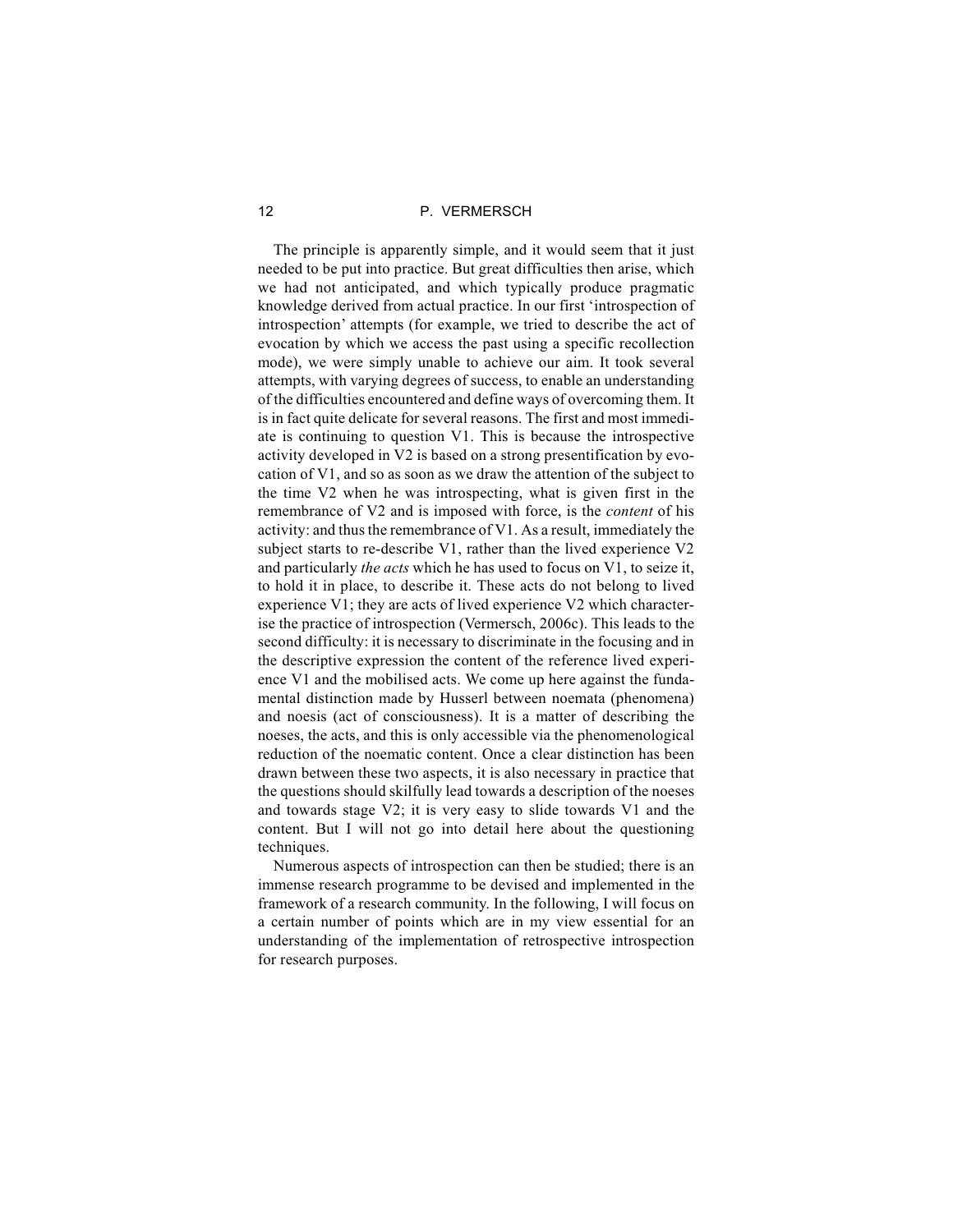The principle is apparently simple, and it would seem that it just needed to be put into practice. But great difficulties then arise, which we had not anticipated, and which typically produce pragmatic knowledge derived from actual practice. In our first 'introspection of introspection' attempts (for example, we tried to describe the act of evocation by which we access the past using a specific recollection mode), we were simply unable to achieve our aim. It took several attempts, with varying degrees of success, to enable an understanding of the difficulties encountered and define ways of overcoming them. It is in fact quite delicate for several reasons. The first and most immediate is continuing to question V1. This is because the introspective activity developed in V2 is based on a strong presentification by evocation of V1, and so as soon as we draw the attention of the subject to the time V2 when he was introspecting, what is given first in the remembrance of V2 and is imposed with force, is the *content* of his activity: and thus the remembrance of V1. As a result, immediately the subject starts to re-describe V1, rather than the lived experience V2 and particularly *the acts* which he has used to focus on V1, to seize it, to hold it in place, to describe it. These acts do not belong to lived experience V1; they are acts of lived experience V2 which characterise the practice of introspection (Vermersch, 2006c). This leads to the second difficulty: it is necessary to discriminate in the focusing and in the descriptive expression the content of the reference lived experience V1 and the mobilised acts. We come up here against the fundamental distinction made by Husserl between noemata (phenomena) and noesis (act of consciousness). It is a matter of describing the noeses, the acts, and this is only accessible via the phenomenological reduction of the noematic content. Once a clear distinction has been drawn between these two aspects, it is also necessary in practice that the questions should skilfully lead towards a description of the noeses and towards stage V2; it is very easy to slide towards V1 and the content. But I will not go into detail here about the questioning techniques.

Numerous aspects of introspection can then be studied; there is an immense research programme to be devised and implemented in the framework of a research community. In the following, I will focus on a certain number of points which are in my view essential for an understanding of the implementation of retrospective introspection for research purposes.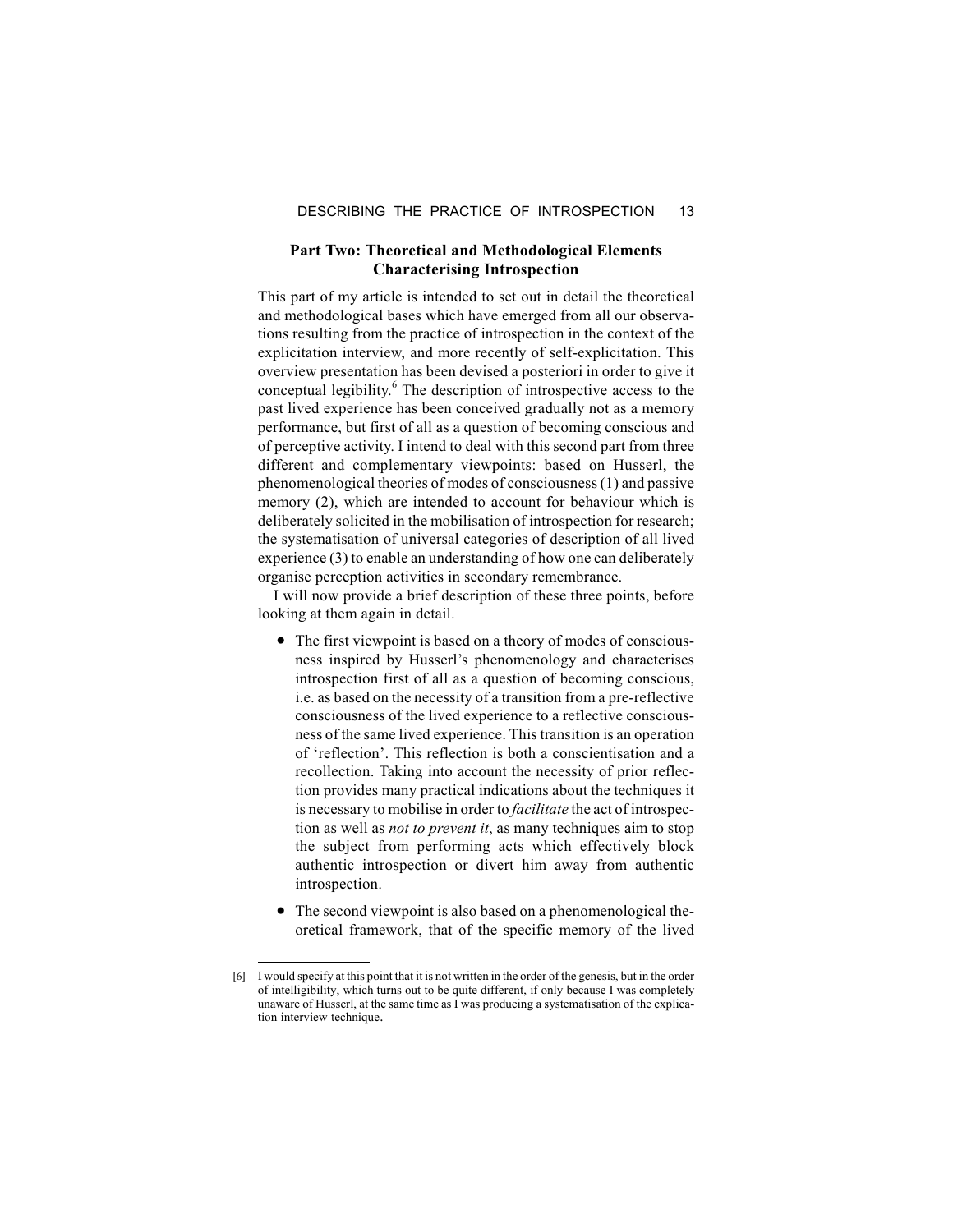## Part Two: Theoretical and Methodological Elements Characterising Introspection

This part of my article is intended to set out in detail the theoretical and methodological bases which have emerged from all our observations resulting from the practice of introspection in the context of the explicitation interview, and more recently of self-explicitation. This overview presentation has been devised a posteriori in order to give it conceptual legibility.[6] The description of introspective access to the past lived experience has been conceived gradually not as a memory performance, but first of all as a question of becoming conscious and of perceptive activity. I intend to deal with this second part from three different and complementary viewpoints: based on Husserl, the phenomenological theories of modes of consciousness (1) and passive memory (2), which are intended to account for behaviour which is deliberately solicited in the mobilisation of introspection for research; the systematisation of universal categories of description of all lived experience (3) to enable an understanding of how one can deliberately organise perception activities in secondary remembrance.

I will now provide a brief description of these three points, before looking at them again in detail.

- The first viewpoint is based on a theory of modes of consciousness inspired by Husserl's phenomenology and characterises introspection first of all as a question of becoming conscious, i.e. as based on the necessity of a transition from a pre-reflective consciousness of the lived experience to a reflective consciousness of the same lived experience. This transition is an operation of 'reflection'. This reflection is both a conscientisation and a recollection. Taking into account the necessity of prior reflection provides many practical indications about the techniques it is necessary to mobilise in order to *facilitate* the act of introspection as well as *not to prevent it*, as many techniques aim to stop the subject from performing acts which effectively block authentic introspection or divert him away from authentic introspection.

- The second viewpoint is also based on a phenomenological theoretical framework, that of the specific memory of the lived

[6] I would specify at this point that it is not written in the order of the genesis, but in the order of intelligibility, which turns out to be quite different, if only because I was completely unaware of Husserl, at the same time as I was producing a systematisation of the explication interview technique.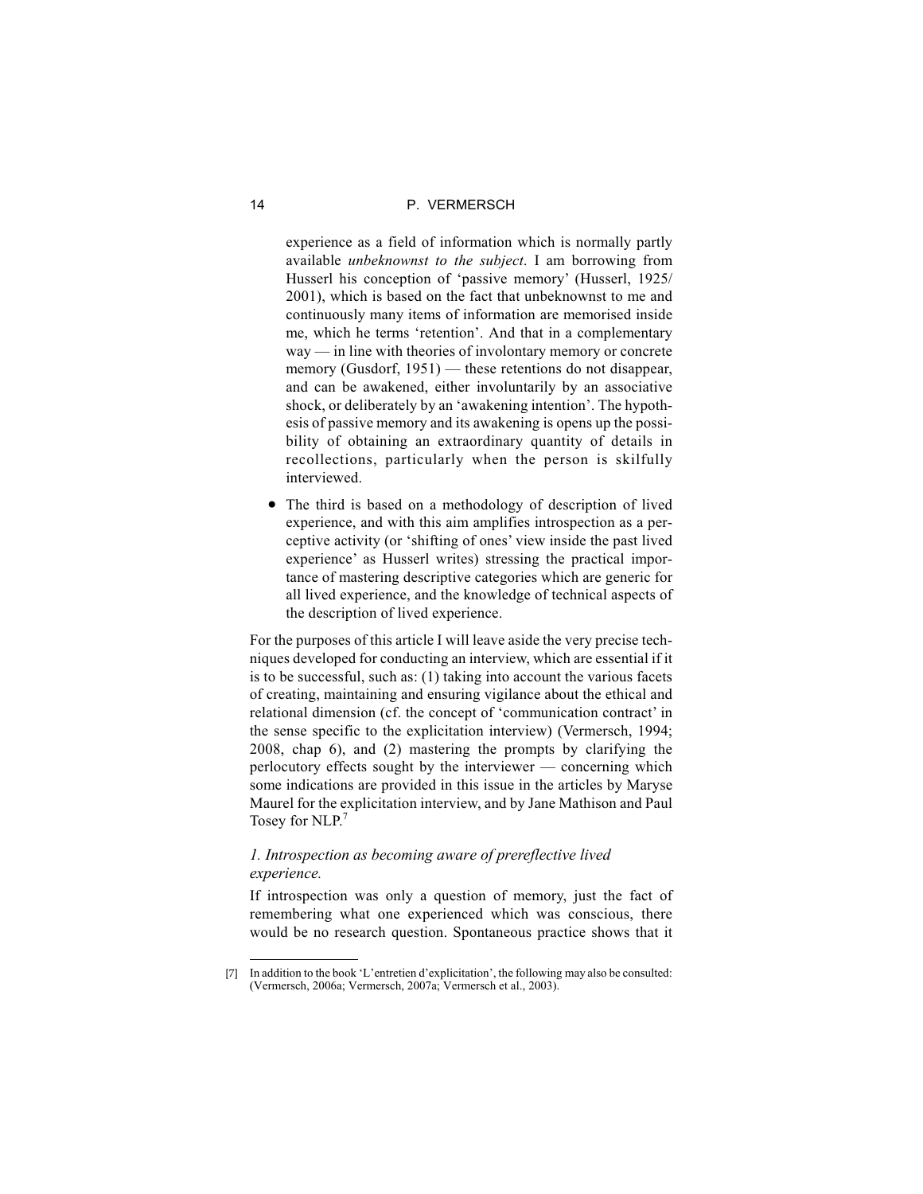experience as a field of information which is normally partly available *unbeknownst to the subject*. I am borrowing from Husserl his conception of 'passive memory' (Husserl, 1925/2001), which is based on the fact that unbeknownst to me and continuously many items of information are memorised inside me, which he terms 'retention'. And that in a complementary way — in line with theories of involontary memory or concrete memory (Gusdorf, 1951) — these retentions do not disappear, and can be awakened, either involuntarily by an associative shock, or deliberately by an 'awakening intention'. The hypothesis of passive memory and its awakening is opens up the possibility of obtaining an extraordinary quantity of details in recollections, particularly when the person is skilfully interviewed.

- The third is based on a methodology of description of lived experience, and with this aim amplifies introspection as a perceptive activity (or 'shifting of ones' view inside the past lived experience' as Husserl writes) stressing the practical importance of mastering descriptive categories which are generic for all lived experience, and the knowledge of technical aspects of the description of lived experience.

For the purposes of this article I will leave aside the very precise techniques developed for conducting an interview, which are essential if it is to be successful, such as: (1) taking into account the various facets of creating, maintaining and ensuring vigilance about the ethical and relational dimension (cf. the concept of 'communication contract' in the sense specific to the explicitation interview) (Vermersch, 1994; 2008, chap 6), and (2) mastering the prompts by clarifying the perlocutory effects sought by the interviewer — concerning which some indications are provided in this issue in the articles by Maryse Maurel for the explicitation interview, and by Jane Mathison and Paul Tosey for NLP.[7]

### *1. Introspection as becoming aware of prereflective lived experience.*

If introspection was only a question of memory, just the fact of remembering what one experienced which was conscious, there would be no research question. Spontaneous practice shows that it

[7] In addition to the book 'L'entretien d'explicitation', the following may also be consulted: (Vermersch, 2006a; Vermersch, 2007a; Vermersch et al., 2003).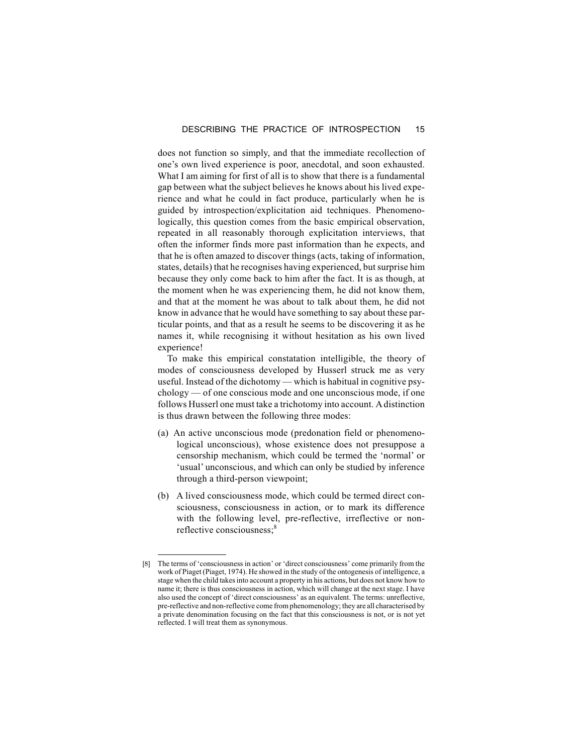does not function so simply, and that the immediate recollection of one's own lived experience is poor, anecdotal, and soon exhausted. What I am aiming for first of all is to show that there is a fundamental gap between what the subject believes he knows about his lived experience and what he could in fact produce, particularly when he is guided by introspection/explicitation aid techniques. Phenomenologically, this question comes from the basic empirical observation, repeated in all reasonably thorough explicitation interviews, that often the informer finds more past information than he expects, and that he is often amazed to discover things (acts, taking of information, states, details) that he recognises having experienced, but surprise him because they only come back to him after the fact. It is as though, at the moment when he was experiencing them, he did not know them, and that at the moment he was about to talk about them, he did not know in advance that he would have something to say about these particular points, and that as a result he seems to be discovering it as he names it, while recognising it without hesitation as his own lived experience!

To make this empirical constatation intelligible, the theory of modes of consciousness developed by Husserl struck me as very useful. Instead of the dichotomy — which is habitual in cognitive psychology — of one conscious mode and one unconscious mode, if one follows Husserl one must take a trichotomy into account. A distinction is thus drawn between the following three modes:

(a) An active unconscious mode (predonation field or phenomenological unconscious), whose existence does not presuppose a censorship mechanism, which could be termed the 'normal' or 'usual' unconscious, and which can only be studied by inference through a third-person viewpoint;

(b) A lived consciousness mode, which could be termed direct consciousness, consciousness in action, or to mark its difference with the following level, pre-reflective, irreflective or non-reflective consciousness;[8]

---

[8] The terms of 'consciousness in action' or 'direct consciousness' come primarily from the work of Piaget (Piaget, 1974). He showed in the study of the ontogenesis of intelligence, a stage when the child takes into account a property in his actions, but does not know how to name it; there is thus consciousness in action, which will change at the next stage. I have also used the concept of 'direct consciousness' as an equivalent. The terms: unreflective, pre-reflective and non-reflective come from phenomenology; they are all characterised by a private denomination focusing on the fact that this consciousness is not, or is not yet reflected. I will treat them as synonymous.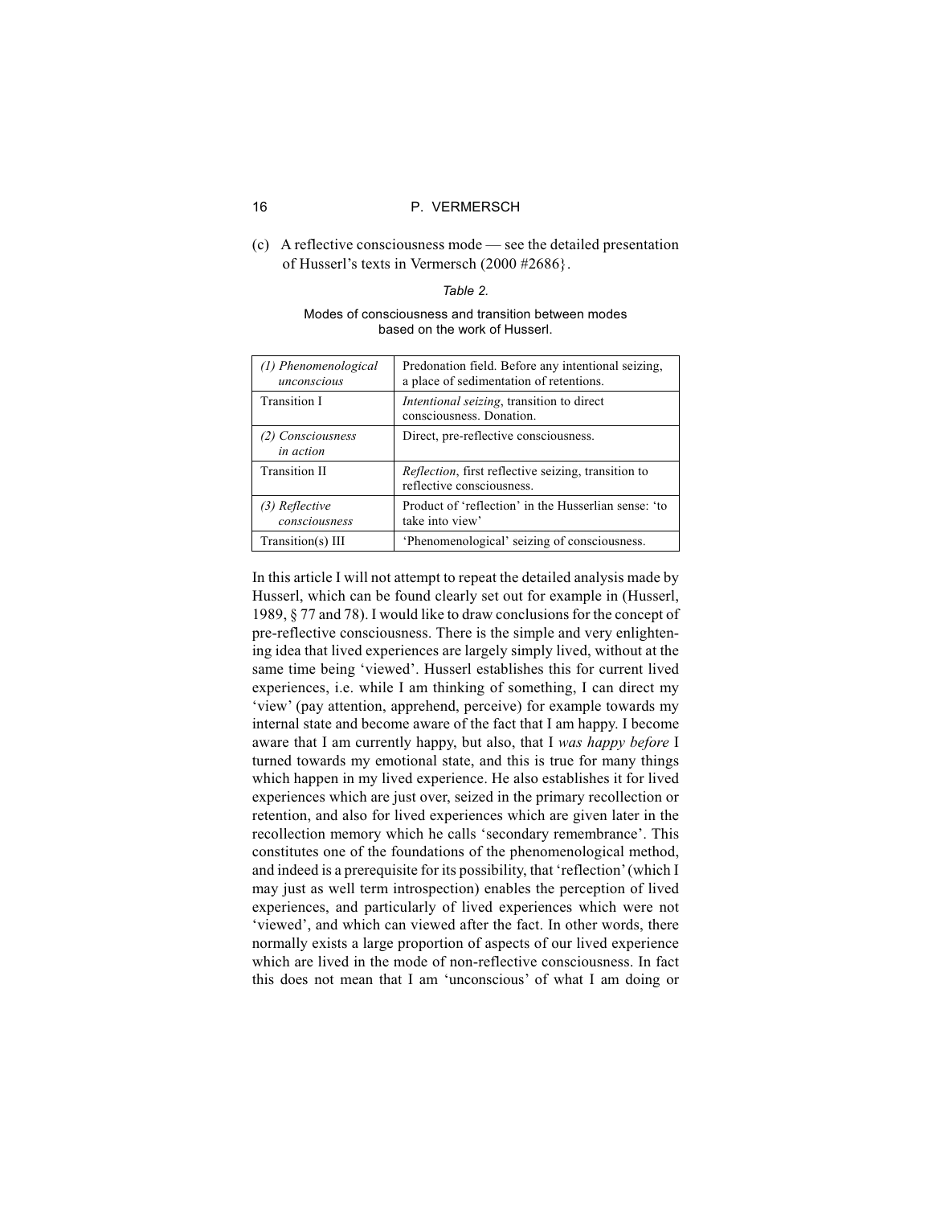(c) A reflective consciousness mode — see the detailed presentation of Husserl's texts in Vermersch (2000 #2686}.

*Table 2.*

Modes of consciousness and transition between modes based on the work of Husserl.

| | |
|---|---|
| *(1) Phenomenological unconscious* | Predonation field. Before any intentional seizing, a place of sedimentation of retentions. |
| Transition I | *Intentional seizing*, transition to direct consciousness. Donation. |
| *(2) Consciousness in action* | Direct, pre-reflective consciousness. |
| Transition II | *Reflection*, first reflective seizing, transition to reflective consciousness. |
| *(3) Reflective consciousness* | Product of 'reflection' in the Husserlian sense: 'to take into view' |
| Transition(s) III | 'Phenomenological' seizing of consciousness. |

In this article I will not attempt to repeat the detailed analysis made by Husserl, which can be found clearly set out for example in (Husserl, 1989, § 77 and 78). I would like to draw conclusions for the concept of pre-reflective consciousness. There is the simple and very enlightening idea that lived experiences are largely simply lived, without at the same time being 'viewed'. Husserl establishes this for current lived experiences, i.e. while I am thinking of something, I can direct my 'view' (pay attention, apprehend, perceive) for example towards my internal state and become aware of the fact that I am happy. I become aware that I am currently happy, but also, that I *was happy before* I turned towards my emotional state, and this is true for many things which happen in my lived experience. He also establishes it for lived experiences which are just over, seized in the primary recollection or retention, and also for lived experiences which are given later in the recollection memory which he calls 'secondary remembrance'. This constitutes one of the foundations of the phenomenological method, and indeed is a prerequisite for its possibility, that 'reflection' (which I may just as well term introspection) enables the perception of lived experiences, and particularly of lived experiences which were not 'viewed', and which can viewed after the fact. In other words, there normally exists a large proportion of aspects of our lived experience which are lived in the mode of non-reflective consciousness. In fact this does not mean that I am 'unconscious' of what I am doing or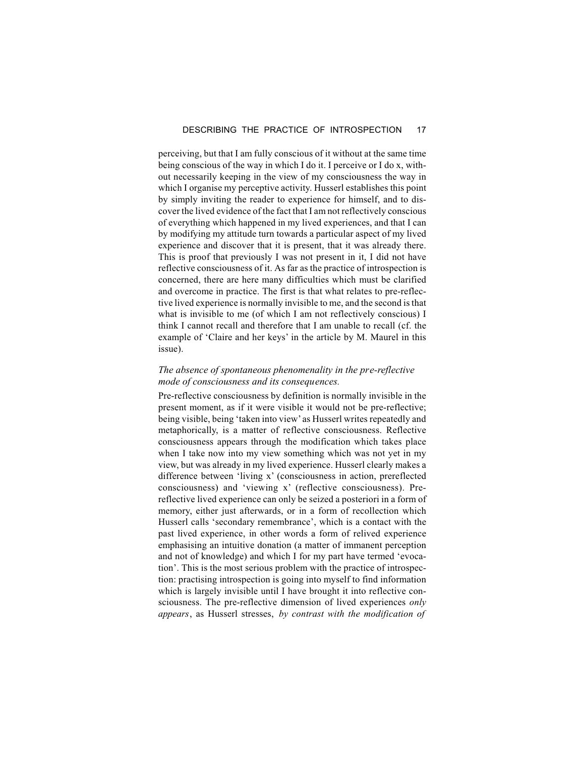perceiving, but that I am fully conscious of it without at the same time being conscious of the way in which I do it. I perceive or I do x, without necessarily keeping in the view of my consciousness the way in which I organise my perceptive activity. Husserl establishes this point by simply inviting the reader to experience for himself, and to discover the lived evidence of the fact that I am not reflectively conscious of everything which happened in my lived experiences, and that I can by modifying my attitude turn towards a particular aspect of my lived experience and discover that it is present, that it was already there. This is proof that previously I was not present in it, I did not have reflective consciousness of it. As far as the practice of introspection is concerned, there are here many difficulties which must be clarified and overcome in practice. The first is that what relates to pre-reflective lived experience is normally invisible to me, and the second is that what is invisible to me (of which I am not reflectively conscious) I think I cannot recall and therefore that I am unable to recall (cf. the example of 'Claire and her keys' in the article by M. Maurel in this issue).

### *The absence of spontaneous phenomenality in the pre-reflective mode of consciousness and its consequences.*

Pre-reflective consciousness by definition is normally invisible in the present moment, as if it were visible it would not be pre-reflective; being visible, being 'taken into view' as Husserl writes repeatedly and metaphorically, is a matter of reflective consciousness. Reflective consciousness appears through the modification which takes place when I take now into my view something which was not yet in my view, but was already in my lived experience. Husserl clearly makes a difference between 'living x' (consciousness in action, prereflected consciousness) and 'viewing x' (reflective consciousness). Pre-reflective lived experience can only be seized a posteriori in a form of memory, either just afterwards, or in a form of recollection which Husserl calls 'secondary remembrance', which is a contact with the past lived experience, in other words a form of relived experience emphasising an intuitive donation (a matter of immanent perception and not of knowledge) and which I for my part have termed 'evocation'. This is the most serious problem with the practice of introspection: practising introspection is going into myself to find information which is largely invisible until I have brought it into reflective consciousness. The pre-reflective dimension of lived experiences *only appears*, as Husserl stresses, *by contrast with the modification of*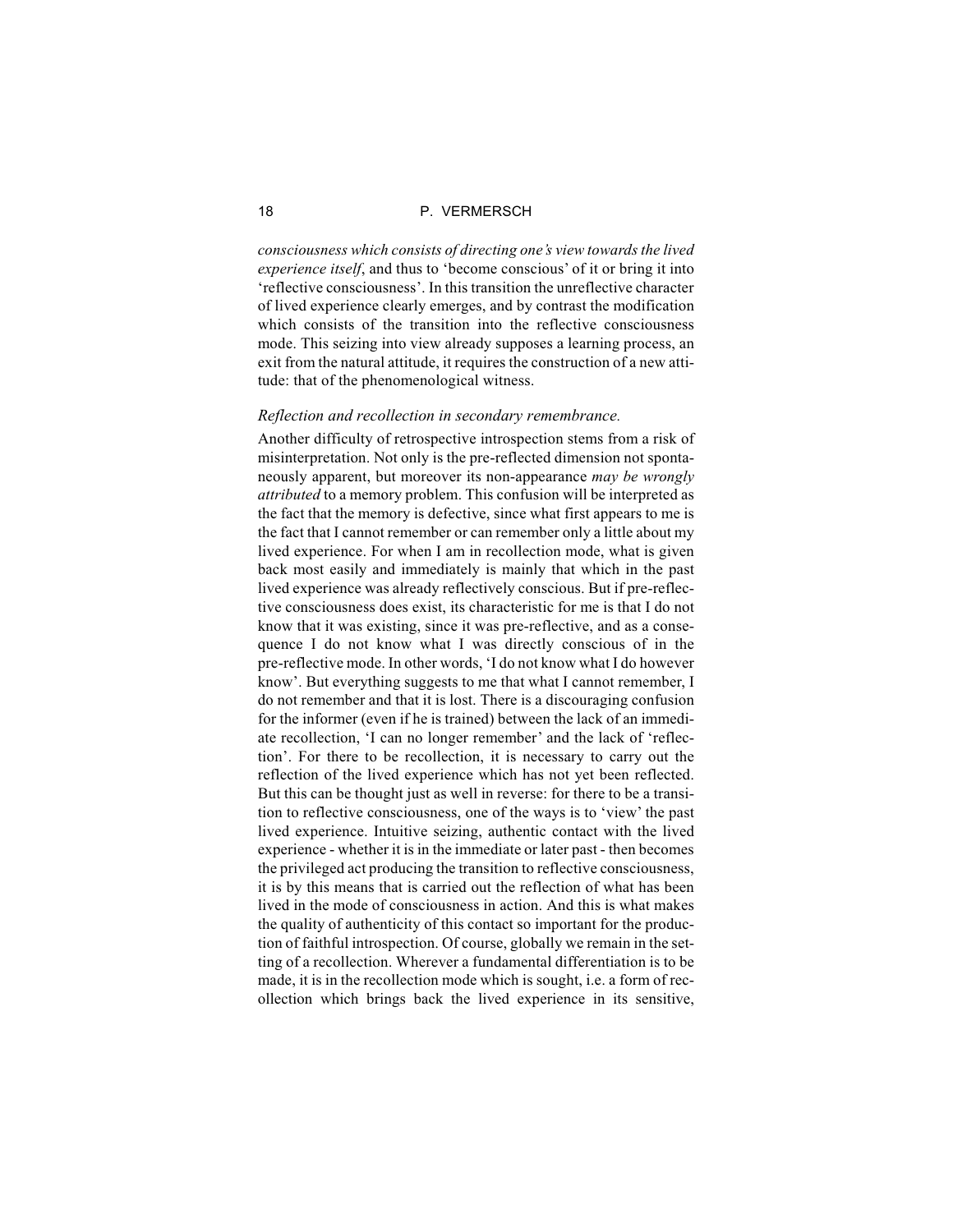*consciousness which consists of directing one's view towards the lived experience itself*, and thus to 'become conscious' of it or bring it into 'reflective consciousness'. In this transition the unreflective character of lived experience clearly emerges, and by contrast the modification which consists of the transition into the reflective consciousness mode. This seizing into view already supposes a learning process, an exit from the natural attitude, it requires the construction of a new attitude: that of the phenomenological witness.

*Reflection and recollection in secondary remembrance.*

Another difficulty of retrospective introspection stems from a risk of misinterpretation. Not only is the pre-reflected dimension not spontaneously apparent, but moreover its non-appearance *may be wrongly attributed* to a memory problem. This confusion will be interpreted as the fact that the memory is defective, since what first appears to me is the fact that I cannot remember or can remember only a little about my lived experience. For when I am in recollection mode, what is given back most easily and immediately is mainly that which in the past lived experience was already reflectively conscious. But if pre-reflective consciousness does exist, its characteristic for me is that I do not know that it was existing, since it was pre-reflective, and as a consequence I do not know what I was directly conscious of in the pre-reflective mode. In other words, 'I do not know what I do however know'. But everything suggests to me that what I cannot remember, I do not remember and that it is lost. There is a discouraging confusion for the informer (even if he is trained) between the lack of an immediate recollection, 'I can no longer remember' and the lack of 'reflection'. For there to be recollection, it is necessary to carry out the reflection of the lived experience which has not yet been reflected. But this can be thought just as well in reverse: for there to be a transition to reflective consciousness, one of the ways is to 'view' the past lived experience. Intuitive seizing, authentic contact with the lived experience - whether it is in the immediate or later past - then becomes the privileged act producing the transition to reflective consciousness, it is by this means that is carried out the reflection of what has been lived in the mode of consciousness in action. And this is what makes the quality of authenticity of this contact so important for the production of faithful introspection. Of course, globally we remain in the setting of a recollection. Wherever a fundamental differentiation is to be made, it is in the recollection mode which is sought, i.e. a form of recollection which brings back the lived experience in its sensitive,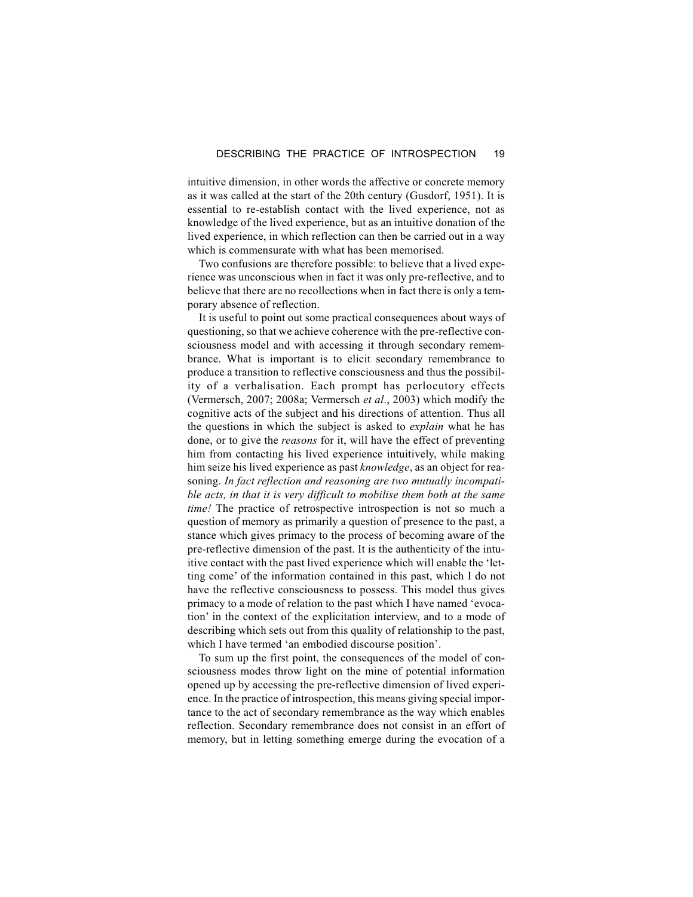intuitive dimension, in other words the affective or concrete memory as it was called at the start of the 20th century (Gusdorf, 1951). It is essential to re-establish contact with the lived experience, not as knowledge of the lived experience, but as an intuitive donation of the lived experience, in which reflection can then be carried out in a way which is commensurate with what has been memorised.

Two confusions are therefore possible: to believe that a lived experience was unconscious when in fact it was only pre-reflective, and to believe that there are no recollections when in fact there is only a temporary absence of reflection.

It is useful to point out some practical consequences about ways of questioning, so that we achieve coherence with the pre-reflective consciousness model and with accessing it through secondary remembrance. What is important is to elicit secondary remembrance to produce a transition to reflective consciousness and thus the possibility of a verbalisation. Each prompt has perlocutory effects (Vermersch, 2007; 2008a; Vermersch *et al*., 2003) which modify the cognitive acts of the subject and his directions of attention. Thus all the questions in which the subject is asked to *explain* what he has done, or to give the *reasons* for it, will have the effect of preventing him from contacting his lived experience intuitively, while making him seize his lived experience as past *knowledge*, as an object for reasoning. *In fact reflection and reasoning are two mutually incompatible acts, in that it is very difficult to mobilise them both at the same time!* The practice of retrospective introspection is not so much a question of memory as primarily a question of presence to the past, a stance which gives primacy to the process of becoming aware of the pre-reflective dimension of the past. It is the authenticity of the intuitive contact with the past lived experience which will enable the 'letting come' of the information contained in this past, which I do not have the reflective consciousness to possess. This model thus gives primacy to a mode of relation to the past which I have named 'evocation' in the context of the explicitation interview, and to a mode of describing which sets out from this quality of relationship to the past, which I have termed 'an embodied discourse position'.

To sum up the first point, the consequences of the model of consciousness modes throw light on the mine of potential information opened up by accessing the pre-reflective dimension of lived experience. In the practice of introspection, this means giving special importance to the act of secondary remembrance as the way which enables reflection. Secondary remembrance does not consist in an effort of memory, but in letting something emerge during the evocation of a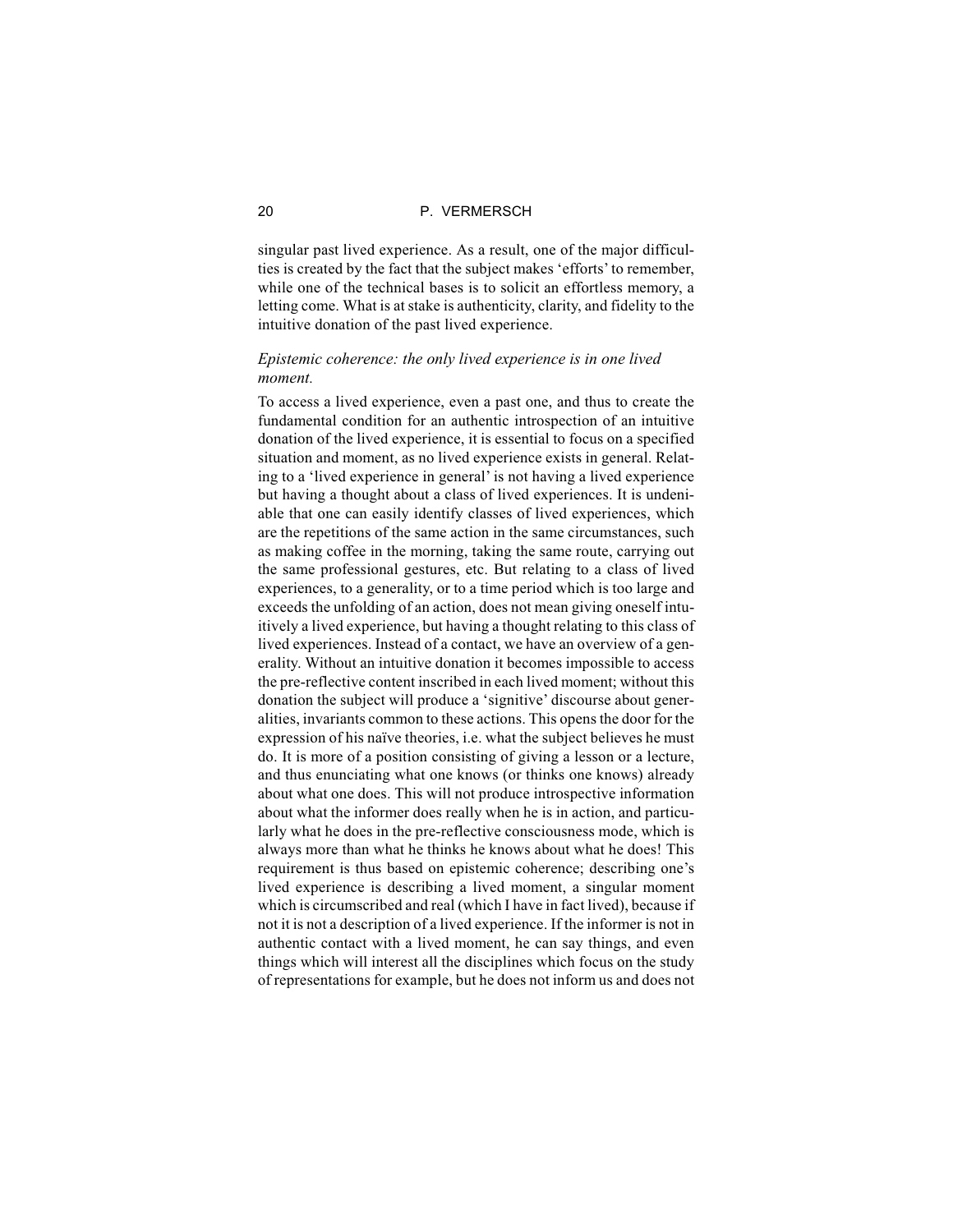singular past lived experience. As a result, one of the major difficulties is created by the fact that the subject makes 'efforts' to remember, while one of the technical bases is to solicit an effortless memory, a letting come. What is at stake is authenticity, clarity, and fidelity to the intuitive donation of the past lived experience.

### *Epistemic coherence: the only lived experience is in one lived moment.*

To access a lived experience, even a past one, and thus to create the fundamental condition for an authentic introspection of an intuitive donation of the lived experience, it is essential to focus on a specified situation and moment, as no lived experience exists in general. Relating to a 'lived experience in general' is not having a lived experience but having a thought about a class of lived experiences. It is undeniable that one can easily identify classes of lived experiences, which are the repetitions of the same action in the same circumstances, such as making coffee in the morning, taking the same route, carrying out the same professional gestures, etc. But relating to a class of lived experiences, to a generality, or to a time period which is too large and exceeds the unfolding of an action, does not mean giving oneself intuitively a lived experience, but having a thought relating to this class of lived experiences. Instead of a contact, we have an overview of a generality. Without an intuitive donation it becomes impossible to access the pre-reflective content inscribed in each lived moment; without this donation the subject will produce a 'signitive' discourse about generalities, invariants common to these actions. This opens the door for the expression of his naïve theories, i.e. what the subject believes he must do. It is more of a position consisting of giving a lesson or a lecture, and thus enunciating what one knows (or thinks one knows) already about what one does. This will not produce introspective information about what the informer does really when he is in action, and particularly what he does in the pre-reflective consciousness mode, which is always more than what he thinks he knows about what he does! This requirement is thus based on epistemic coherence; describing one's lived experience is describing a lived moment, a singular moment which is circumscribed and real (which I have in fact lived), because if not it is not a description of a lived experience. If the informer is not in authentic contact with a lived moment, he can say things, and even things which will interest all the disciplines which focus on the study of representations for example, but he does not inform us and does not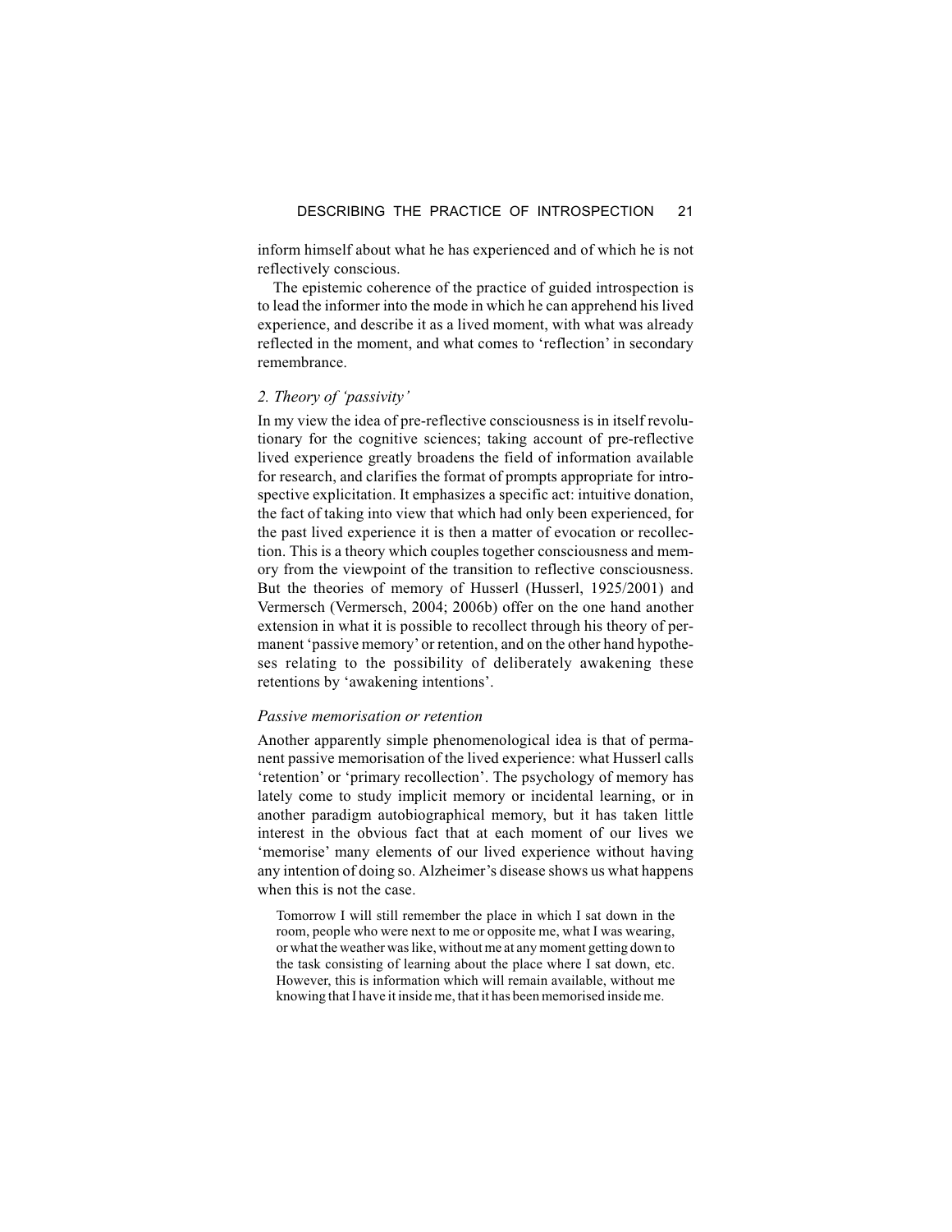inform himself about what he has experienced and of which he is not reflectively conscious.

The epistemic coherence of the practice of guided introspection is to lead the informer into the mode in which he can apprehend his lived experience, and describe it as a lived moment, with what was already reflected in the moment, and what comes to 'reflection' in secondary remembrance.

### *2. Theory of 'passivity'*

In my view the idea of pre-reflective consciousness is in itself revolutionary for the cognitive sciences; taking account of pre-reflective lived experience greatly broadens the field of information available for research, and clarifies the format of prompts appropriate for introspective explicitation. It emphasizes a specific act: intuitive donation, the fact of taking into view that which had only been experienced, for the past lived experience it is then a matter of evocation or recollection. This is a theory which couples together consciousness and memory from the viewpoint of the transition to reflective consciousness. But the theories of memory of Husserl (Husserl, 1925/2001) and Vermersch (Vermersch, 2004; 2006b) offer on the one hand another extension in what it is possible to recollect through his theory of permanent 'passive memory' or retention, and on the other hand hypotheses relating to the possibility of deliberately awakening these retentions by 'awakening intentions'.

#### *Passive memorisation or retention*

Another apparently simple phenomenological idea is that of permanent passive memorisation of the lived experience: what Husserl calls 'retention' or 'primary recollection'. The psychology of memory has lately come to study implicit memory or incidental learning, or in another paradigm autobiographical memory, but it has taken little interest in the obvious fact that at each moment of our lives we 'memorise' many elements of our lived experience without having any intention of doing so. Alzheimer's disease shows us what happens when this is not the case.

> Tomorrow I will still remember the place in which I sat down in the room, people who were next to me or opposite me, what I was wearing, or what the weather was like, without me at any moment getting down to the task consisting of learning about the place where I sat down, etc. However, this is information which will remain available, without me knowing that I have it inside me, that it has been memorised inside me.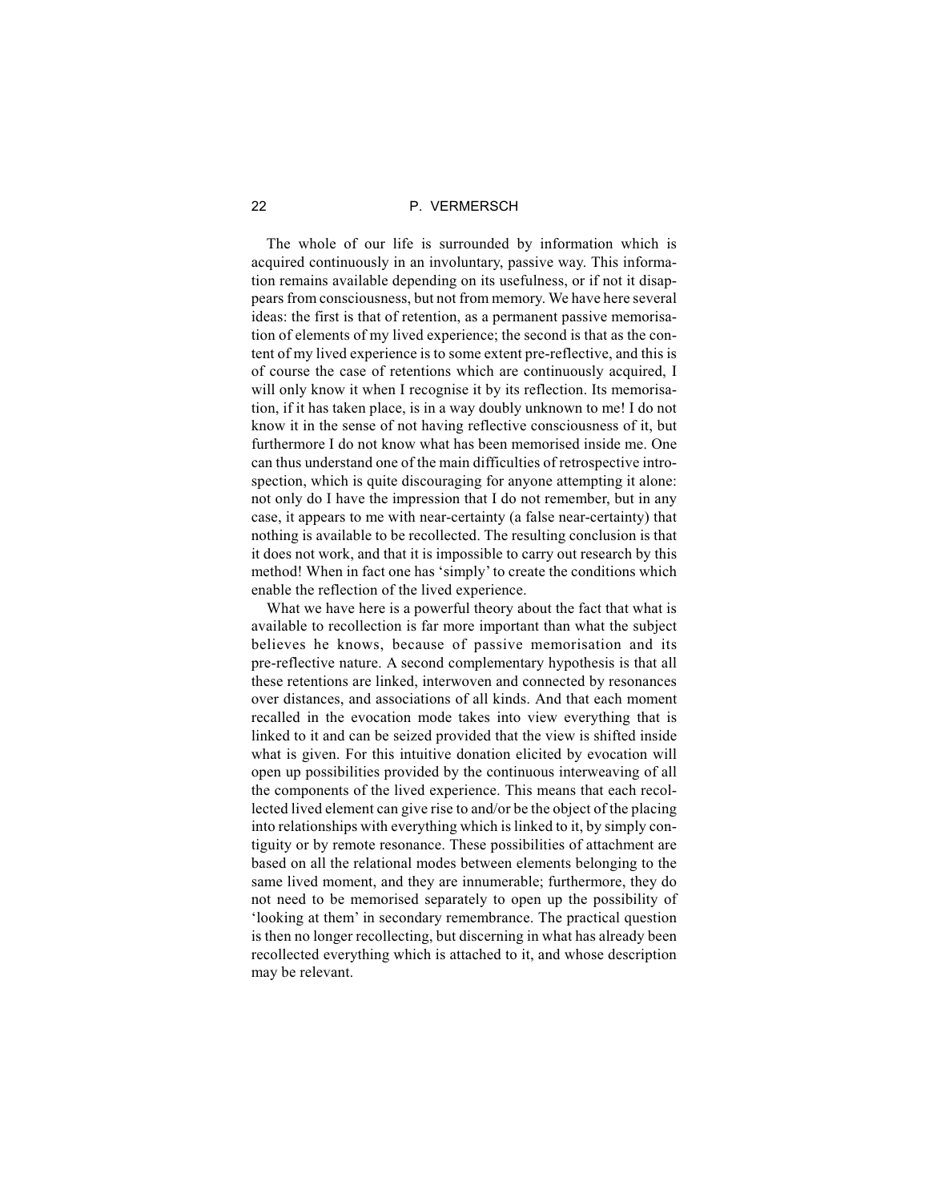The whole of our life is surrounded by information which is acquired continuously in an involuntary, passive way. This information remains available depending on its usefulness, or if not it disappears from consciousness, but not from memory. We have here several ideas: the first is that of retention, as a permanent passive memorisation of elements of my lived experience; the second is that as the content of my lived experience is to some extent pre-reflective, and this is of course the case of retentions which are continuously acquired, I will only know it when I recognise it by its reflection. Its memorisation, if it has taken place, is in a way doubly unknown to me! I do not know it in the sense of not having reflective consciousness of it, but furthermore I do not know what has been memorised inside me. One can thus understand one of the main difficulties of retrospective introspection, which is quite discouraging for anyone attempting it alone: not only do I have the impression that I do not remember, but in any case, it appears to me with near-certainty (a false near-certainty) that nothing is available to be recollected. The resulting conclusion is that it does not work, and that it is impossible to carry out research by this method! When in fact one has 'simply' to create the conditions which enable the reflection of the lived experience.

What we have here is a powerful theory about the fact that what is available to recollection is far more important than what the subject believes he knows, because of passive memorisation and its pre-reflective nature. A second complementary hypothesis is that all these retentions are linked, interwoven and connected by resonances over distances, and associations of all kinds. And that each moment recalled in the evocation mode takes into view everything that is linked to it and can be seized provided that the view is shifted inside what is given. For this intuitive donation elicited by evocation will open up possibilities provided by the continuous interweaving of all the components of the lived experience. This means that each recollected lived element can give rise to and/or be the object of the placing into relationships with everything which is linked to it, by simply contiguity or by remote resonance. These possibilities of attachment are based on all the relational modes between elements belonging to the same lived moment, and they are innumerable; furthermore, they do not need to be memorised separately to open up the possibility of 'looking at them' in secondary remembrance. The practical question is then no longer recollecting, but discerning in what has already been recollected everything which is attached to it, and whose description may be relevant.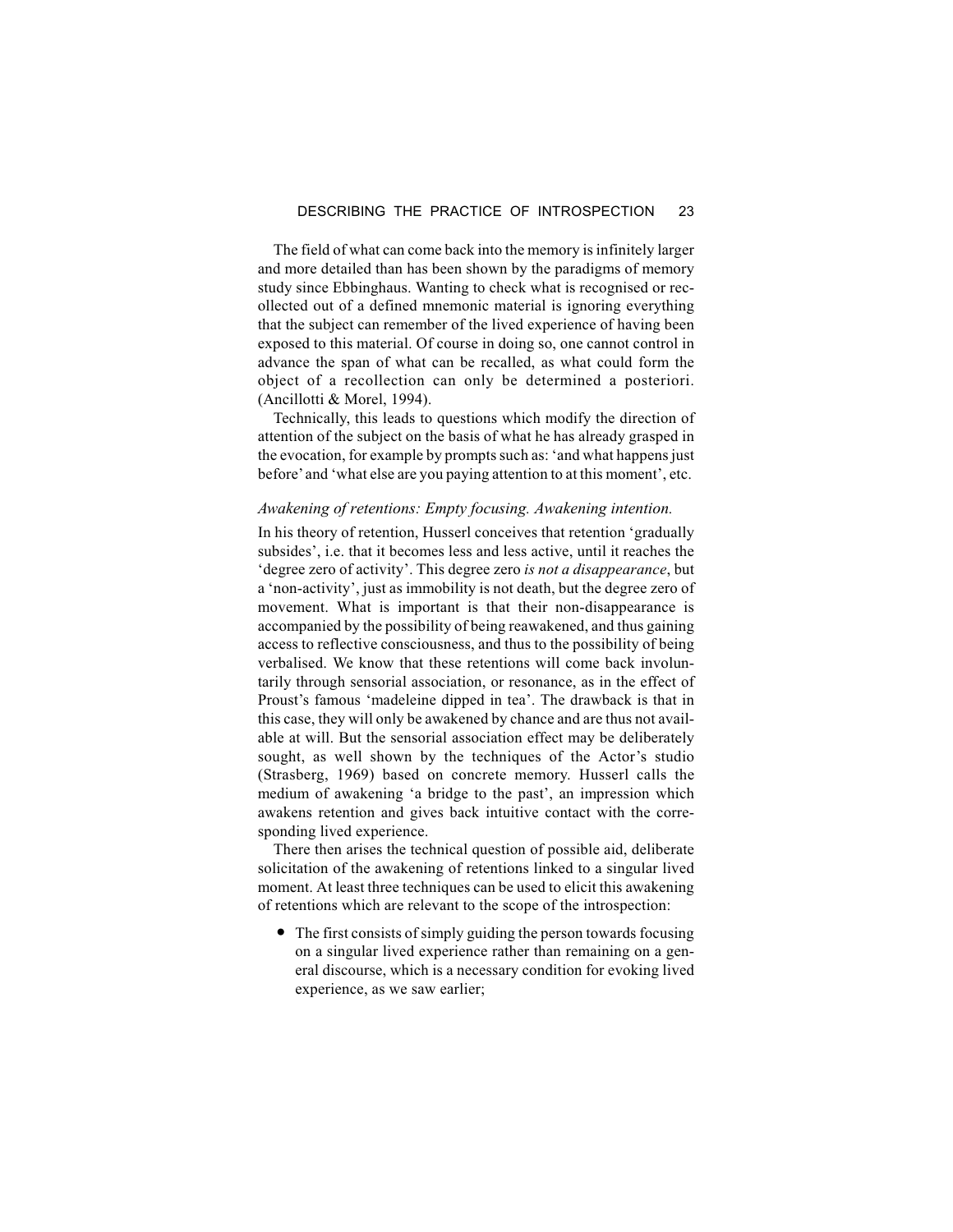The field of what can come back into the memory is infinitely larger and more detailed than has been shown by the paradigms of memory study since Ebbinghaus. Wanting to check what is recognised or recollected out of a defined mnemonic material is ignoring everything that the subject can remember of the lived experience of having been exposed to this material. Of course in doing so, one cannot control in advance the span of what can be recalled, as what could form the object of a recollection can only be determined a posteriori. (Ancillotti & Morel, 1994).

Technically, this leads to questions which modify the direction of attention of the subject on the basis of what he has already grasped in the evocation, for example by prompts such as: 'and what happens just before' and 'what else are you paying attention to at this moment', etc.

*Awakening of retentions: Empty focusing. Awakening intention.*

In his theory of retention, Husserl conceives that retention 'gradually subsides', i.e. that it becomes less and less active, until it reaches the 'degree zero of activity'. This degree zero *is not a disappearance*, but a 'non-activity', just as immobility is not death, but the degree zero of movement. What is important is that their non-disappearance is accompanied by the possibility of being reawakened, and thus gaining access to reflective consciousness, and thus to the possibility of being verbalised. We know that these retentions will come back involuntarily through sensorial association, or resonance, as in the effect of Proust's famous 'madeleine dipped in tea'. The drawback is that in this case, they will only be awakened by chance and are thus not available at will. But the sensorial association effect may be deliberately sought, as well shown by the techniques of the Actor's studio (Strasberg, 1969) based on concrete memory. Husserl calls the medium of awakening 'a bridge to the past', an impression which awakens retention and gives back intuitive contact with the corresponding lived experience.

There then arises the technical question of possible aid, deliberate solicitation of the awakening of retentions linked to a singular lived moment. At least three techniques can be used to elicit this awakening of retentions which are relevant to the scope of the introspection:

- The first consists of simply guiding the person towards focusing on a singular lived experience rather than remaining on a general discourse, which is a necessary condition for evoking lived experience, as we saw earlier;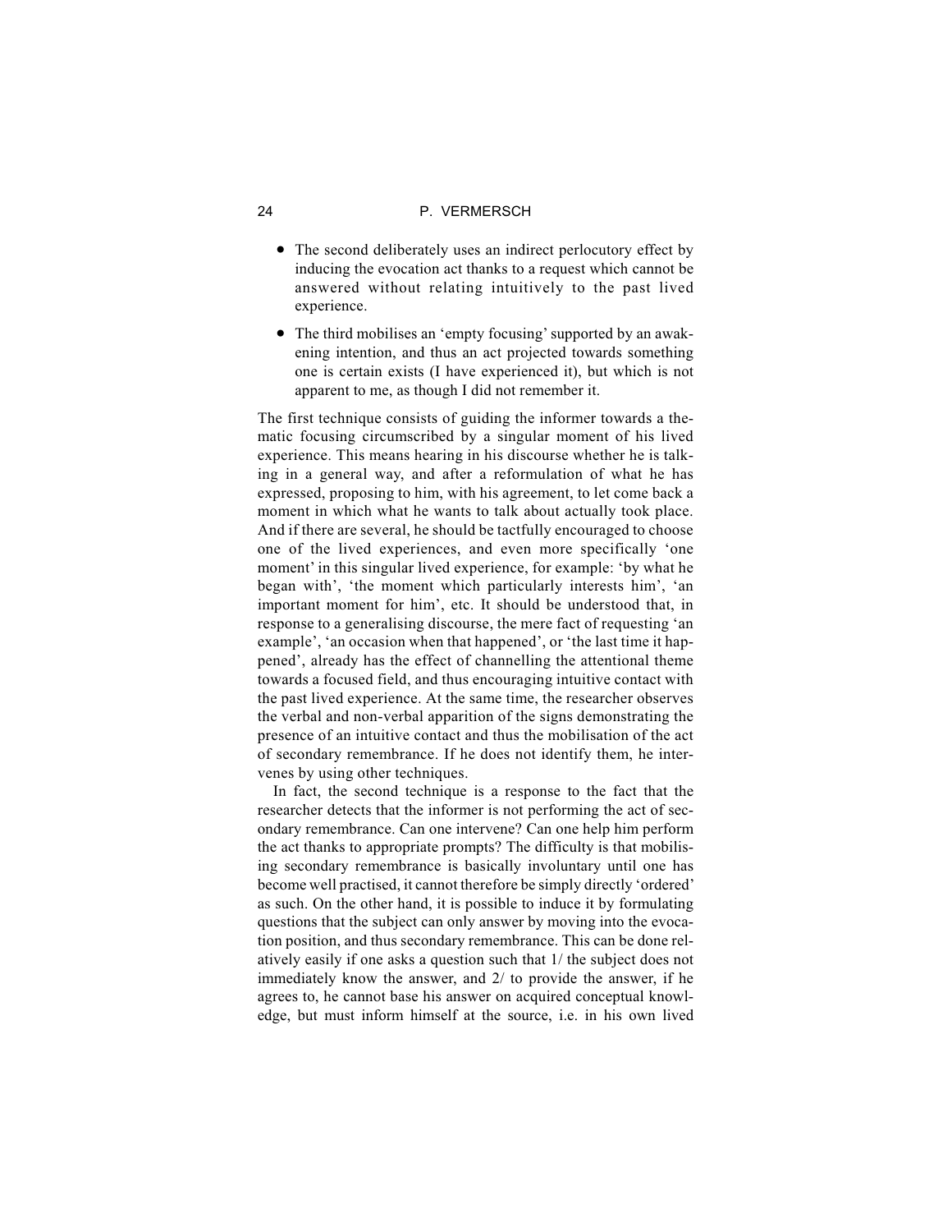- The second deliberately uses an indirect perlocutory effect by inducing the evocation act thanks to a request which cannot be answered without relating intuitively to the past lived experience.
- The third mobilises an 'empty focusing' supported by an awakening intention, and thus an act projected towards something one is certain exists (I have experienced it), but which is not apparent to me, as though I did not remember it.

The first technique consists of guiding the informer towards a thematic focusing circumscribed by a singular moment of his lived experience. This means hearing in his discourse whether he is talking in a general way, and after a reformulation of what he has expressed, proposing to him, with his agreement, to let come back a moment in which what he wants to talk about actually took place. And if there are several, he should be tactfully encouraged to choose one of the lived experiences, and even more specifically 'one moment' in this singular lived experience, for example: 'by what he began with', 'the moment which particularly interests him', 'an important moment for him', etc. It should be understood that, in response to a generalising discourse, the mere fact of requesting 'an example', 'an occasion when that happened', or 'the last time it happened', already has the effect of channelling the attentional theme towards a focused field, and thus encouraging intuitive contact with the past lived experience. At the same time, the researcher observes the verbal and non-verbal apparition of the signs demonstrating the presence of an intuitive contact and thus the mobilisation of the act of secondary remembrance. If he does not identify them, he intervenes by using other techniques.

In fact, the second technique is a response to the fact that the researcher detects that the informer is not performing the act of secondary remembrance. Can one intervene? Can one help him perform the act thanks to appropriate prompts? The difficulty is that mobilising secondary remembrance is basically involuntary until one has become well practised, it cannot therefore be simply directly 'ordered' as such. On the other hand, it is possible to induce it by formulating questions that the subject can only answer by moving into the evocation position, and thus secondary remembrance. This can be done relatively easily if one asks a question such that 1/ the subject does not immediately know the answer, and 2/ to provide the answer, if he agrees to, he cannot base his answer on acquired conceptual knowledge, but must inform himself at the source, i.e. in his own lived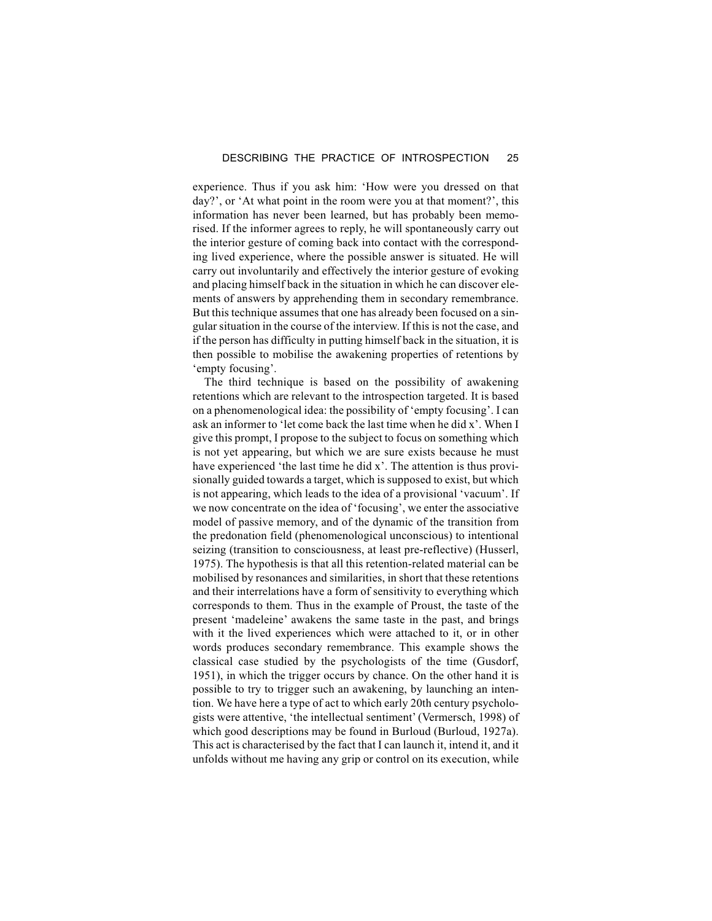experience. Thus if you ask him: 'How were you dressed on that day?', or 'At what point in the room were you at that moment?', this information has never been learned, but has probably been memorised. If the informer agrees to reply, he will spontaneously carry out the interior gesture of coming back into contact with the corresponding lived experience, where the possible answer is situated. He will carry out involuntarily and effectively the interior gesture of evoking and placing himself back in the situation in which he can discover elements of answers by apprehending them in secondary remembrance. But this technique assumes that one has already been focused on a singular situation in the course of the interview. If this is not the case, and if the person has difficulty in putting himself back in the situation, it is then possible to mobilise the awakening properties of retentions by 'empty focusing'.

The third technique is based on the possibility of awakening retentions which are relevant to the introspection targeted. It is based on a phenomenological idea: the possibility of 'empty focusing'. I can ask an informer to 'let come back the last time when he did x'. When I give this prompt, I propose to the subject to focus on something which is not yet appearing, but which we are sure exists because he must have experienced 'the last time he did x'. The attention is thus provisionally guided towards a target, which is supposed to exist, but which is not appearing, which leads to the idea of a provisional 'vacuum'. If we now concentrate on the idea of 'focusing', we enter the associative model of passive memory, and of the dynamic of the transition from the predonation field (phenomenological unconscious) to intentional seizing (transition to consciousness, at least pre-reflective) (Husserl, 1975). The hypothesis is that all this retention-related material can be mobilised by resonances and similarities, in short that these retentions and their interrelations have a form of sensitivity to everything which corresponds to them. Thus in the example of Proust, the taste of the present 'madeleine' awakens the same taste in the past, and brings with it the lived experiences which were attached to it, or in other words produces secondary remembrance. This example shows the classical case studied by the psychologists of the time (Gusdorf, 1951), in which the trigger occurs by chance. On the other hand it is possible to try to trigger such an awakening, by launching an intention. We have here a type of act to which early 20th century psychologists were attentive, 'the intellectual sentiment' (Vermersch, 1998) of which good descriptions may be found in Burloud (Burloud, 1927a). This act is characterised by the fact that I can launch it, intend it, and it unfolds without me having any grip or control on its execution, while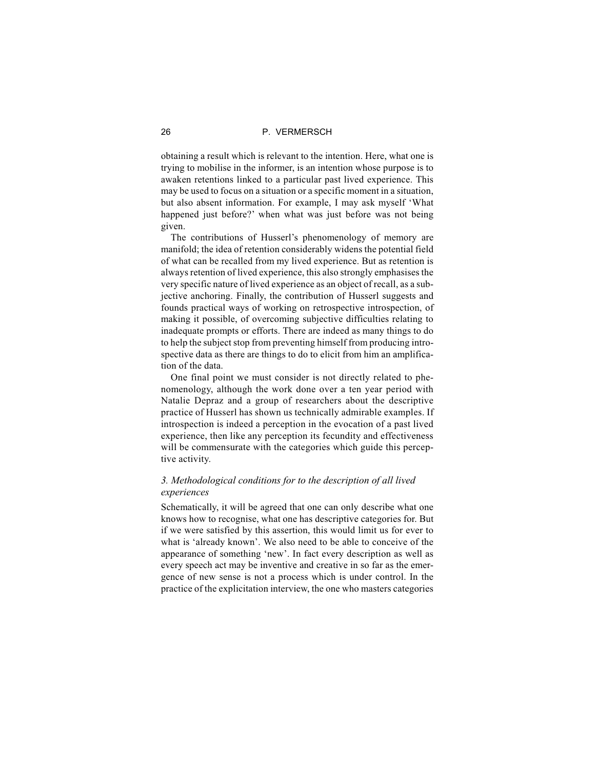obtaining a result which is relevant to the intention. Here, what one is trying to mobilise in the informer, is an intention whose purpose is to awaken retentions linked to a particular past lived experience. This may be used to focus on a situation or a specific moment in a situation, but also absent information. For example, I may ask myself 'What happened just before?' when what was just before was not being given.

The contributions of Husserl's phenomenology of memory are manifold; the idea of retention considerably widens the potential field of what can be recalled from my lived experience. But as retention is always retention of lived experience, this also strongly emphasises the very specific nature of lived experience as an object of recall, as a subjective anchoring. Finally, the contribution of Husserl suggests and founds practical ways of working on retrospective introspection, of making it possible, of overcoming subjective difficulties relating to inadequate prompts or efforts. There are indeed as many things to do to help the subject stop from preventing himself from producing introspective data as there are things to do to elicit from him an amplification of the data.

One final point we must consider is not directly related to phenomenology, although the work done over a ten year period with Natalie Depraz and a group of researchers about the descriptive practice of Husserl has shown us technically admirable examples. If introspection is indeed a perception in the evocation of a past lived experience, then like any perception its fecundity and effectiveness will be commensurate with the categories which guide this perceptive activity.

### *3. Methodological conditions for to the description of all lived experiences*

Schematically, it will be agreed that one can only describe what one knows how to recognise, what one has descriptive categories for. But if we were satisfied by this assertion, this would limit us for ever to what is 'already known'. We also need to be able to conceive of the appearance of something 'new'. In fact every description as well as every speech act may be inventive and creative in so far as the emergence of new sense is not a process which is under control. In the practice of the explicitation interview, the one who masters categories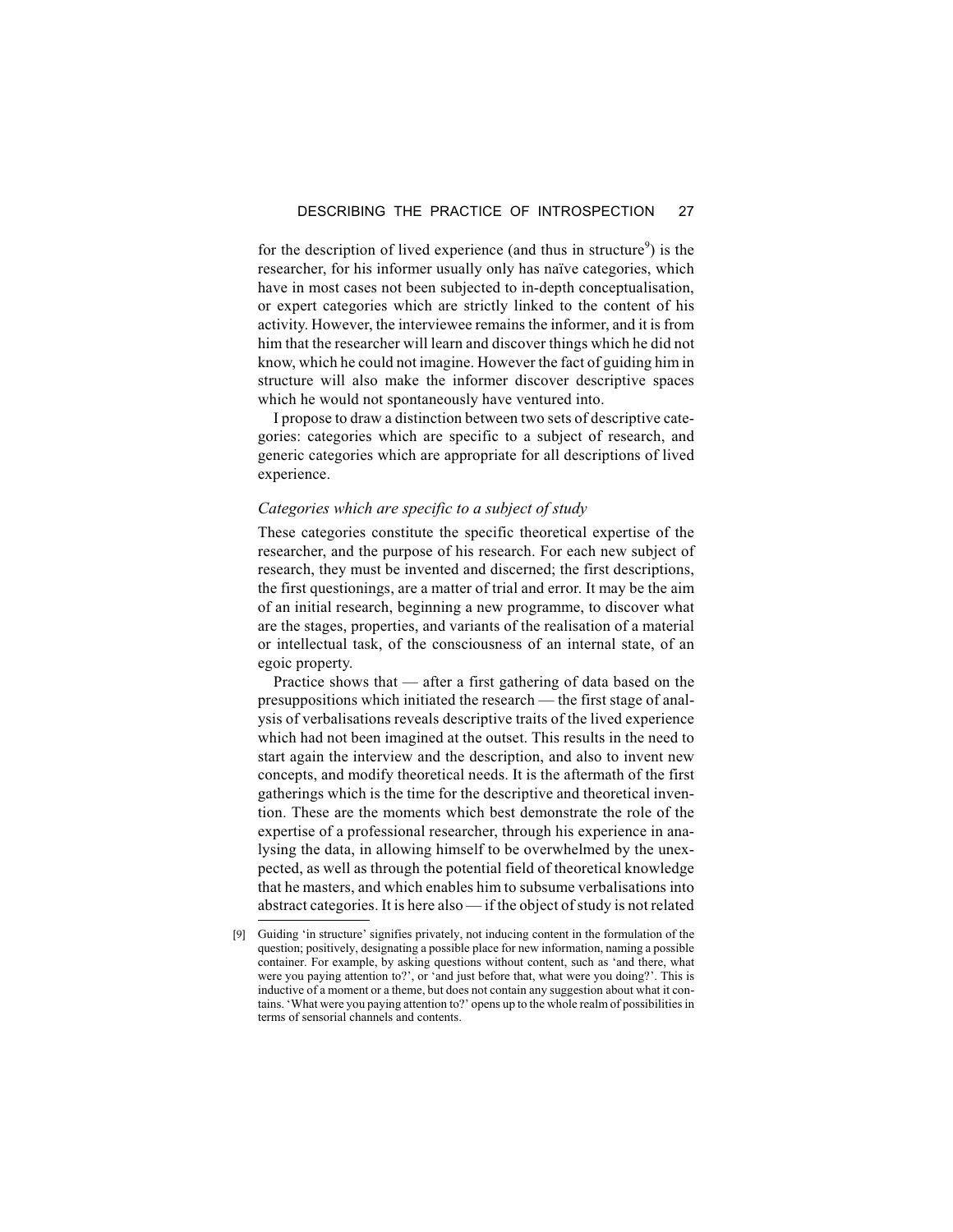for the description of lived experience (and thus in structure[9]) is the researcher, for his informer usually only has naïve categories, which have in most cases not been subjected to in-depth conceptualisation, or expert categories which are strictly linked to the content of his activity. However, the interviewee remains the informer, and it is from him that the researcher will learn and discover things which he did not know, which he could not imagine. However the fact of guiding him in structure will also make the informer discover descriptive spaces which he would not spontaneously have ventured into.

I propose to draw a distinction between two sets of descriptive categories: categories which are specific to a subject of research, and generic categories which are appropriate for all descriptions of lived experience.

*Categories which are specific to a subject of study*

These categories constitute the specific theoretical expertise of the researcher, and the purpose of his research. For each new subject of research, they must be invented and discerned; the first descriptions, the first questionings, are a matter of trial and error. It may be the aim of an initial research, beginning a new programme, to discover what are the stages, properties, and variants of the realisation of a material or intellectual task, of the consciousness of an internal state, of an egoic property.

Practice shows that — after a first gathering of data based on the presuppositions which initiated the research — the first stage of analysis of verbalisations reveals descriptive traits of the lived experience which had not been imagined at the outset. This results in the need to start again the interview and the description, and also to invent new concepts, and modify theoretical needs. It is the aftermath of the first gatherings which is the time for the descriptive and theoretical invention. These are the moments which best demonstrate the role of the expertise of a professional researcher, through his experience in analysing the data, in allowing himself to be overwhelmed by the unexpected, as well as through the potential field of theoretical knowledge that he masters, and which enables him to subsume verbalisations into abstract categories. It is here also — if the object of study is not related

[9] Guiding 'in structure' signifies privately, not inducing content in the formulation of the question; positively, designating a possible place for new information, naming a possible container. For example, by asking questions without content, such as 'and there, what were you paying attention to?', or 'and just before that, what were you doing?'. This is inductive of a moment or a theme, but does not contain any suggestion about what it contains. 'What were you paying attention to?' opens up to the whole realm of possibilities in terms of sensorial channels and contents.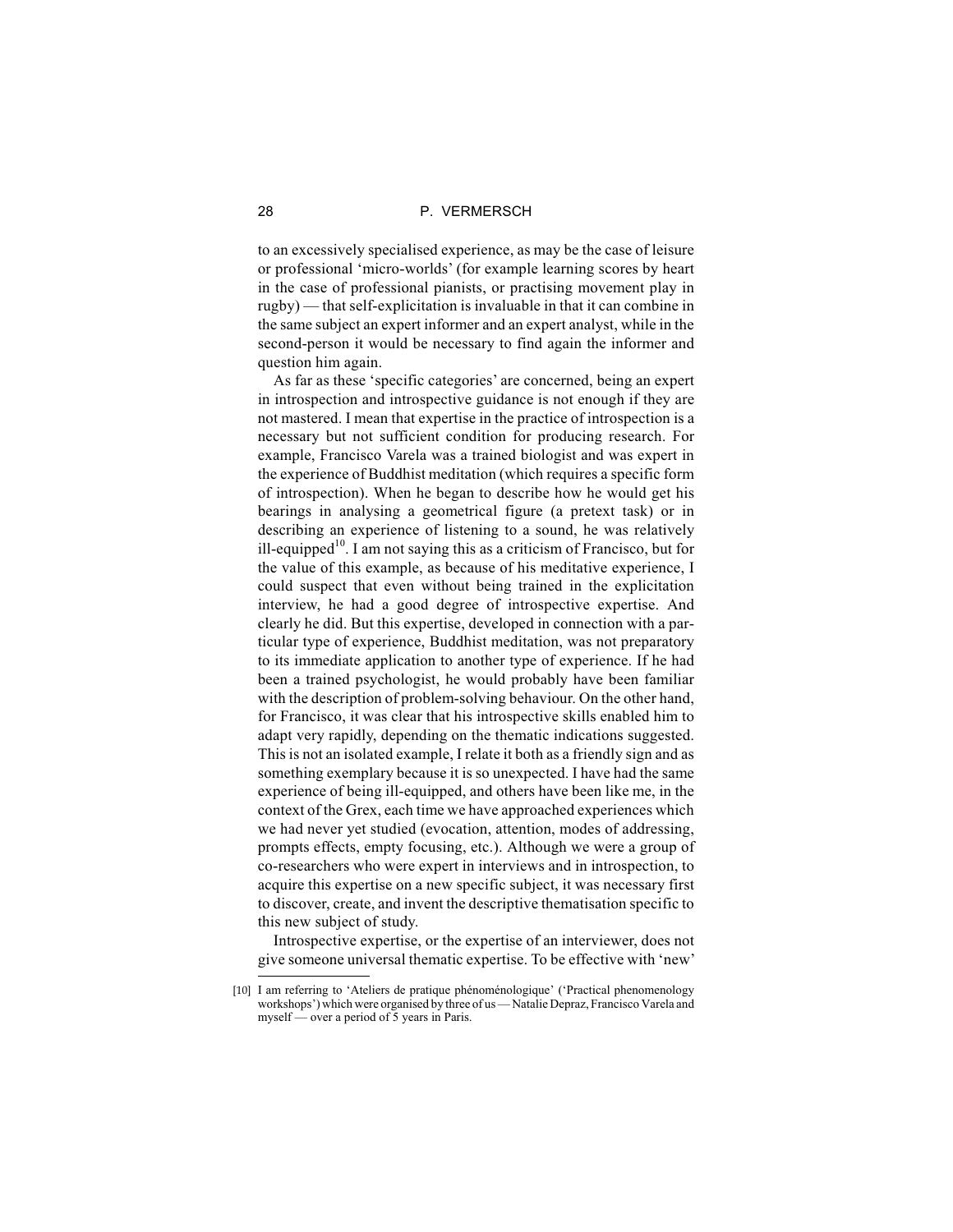to an excessively specialised experience, as may be the case of leisure or professional 'micro-worlds' (for example learning scores by heart in the case of professional pianists, or practising movement play in rugby) — that self-explicitation is invaluable in that it can combine in the same subject an expert informer and an expert analyst, while in the second-person it would be necessary to find again the informer and question him again.

As far as these 'specific categories' are concerned, being an expert in introspection and introspective guidance is not enough if they are not mastered. I mean that expertise in the practice of introspection is a necessary but not sufficient condition for producing research. For example, Francisco Varela was a trained biologist and was expert in the experience of Buddhist meditation (which requires a specific form of introspection). When he began to describe how he would get his bearings in analysing a geometrical figure (a pretext task) or in describing an experience of listening to a sound, he was relatively ill-equipped[10]. I am not saying this as a criticism of Francisco, but for the value of this example, as because of his meditative experience, I could suspect that even without being trained in the explicitation interview, he had a good degree of introspective expertise. And clearly he did. But this expertise, developed in connection with a particular type of experience, Buddhist meditation, was not preparatory to its immediate application to another type of experience. If he had been a trained psychologist, he would probably have been familiar with the description of problem-solving behaviour. On the other hand, for Francisco, it was clear that his introspective skills enabled him to adapt very rapidly, depending on the thematic indications suggested. This is not an isolated example, I relate it both as a friendly sign and as something exemplary because it is so unexpected. I have had the same experience of being ill-equipped, and others have been like me, in the context of the Grex, each time we have approached experiences which we had never yet studied (evocation, attention, modes of addressing, prompts effects, empty focusing, etc.). Although we were a group of co-researchers who were expert in interviews and in introspection, to acquire this expertise on a new specific subject, it was necessary first to discover, create, and invent the descriptive thematisation specific to this new subject of study.

Introspective expertise, or the expertise of an interviewer, does not give someone universal thematic expertise. To be effective with 'new'

[10] I am referring to 'Ateliers de pratique phénoménologique' ('Practical phenomenology workshops') which were organised by three of us — Natalie Depraz, Francisco Varela and myself — over a period of 5 years in Paris.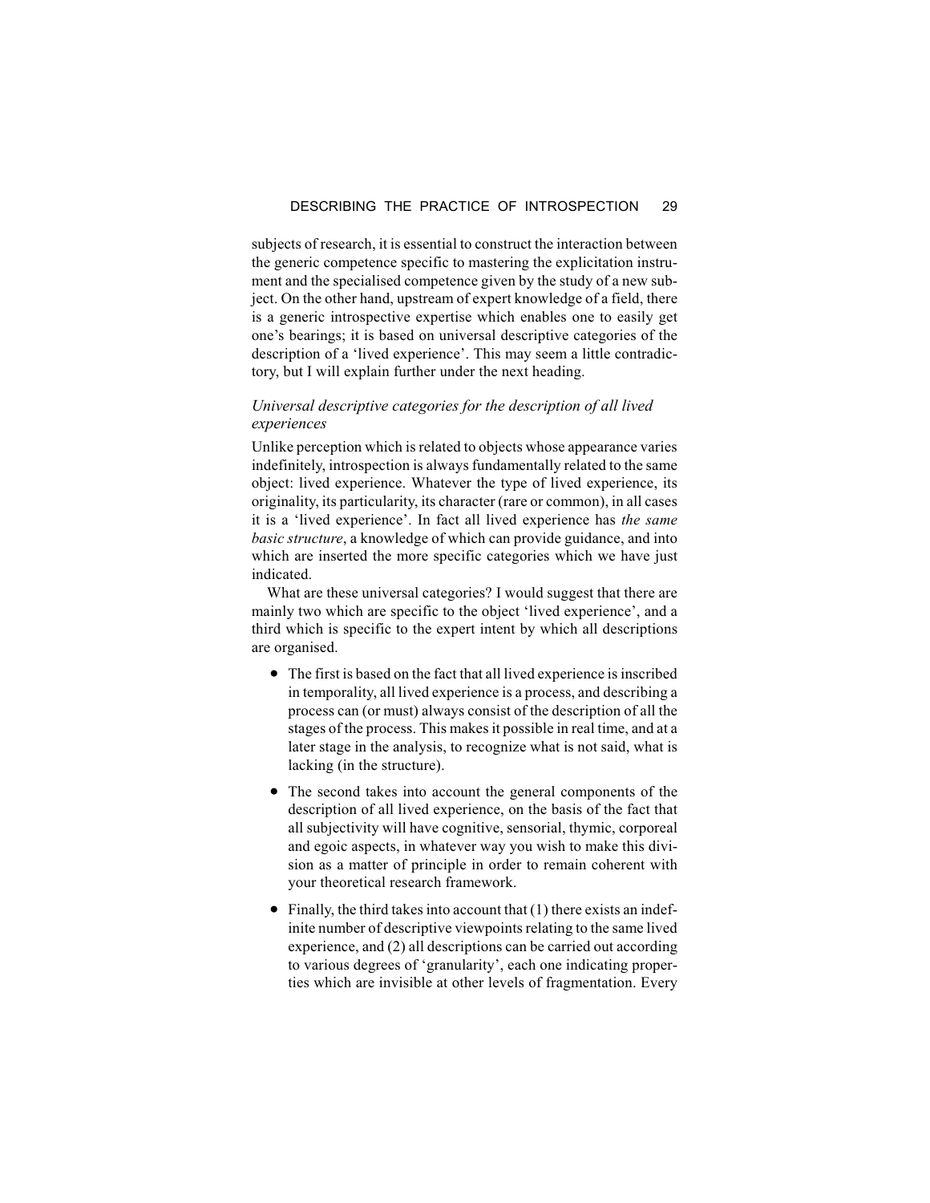subjects of research, it is essential to construct the interaction between the generic competence specific to mastering the explicitation instrument and the specialised competence given by the study of a new subject. On the other hand, upstream of expert knowledge of a field, there is a generic introspective expertise which enables one to easily get one's bearings; it is based on universal descriptive categories of the description of a 'lived experience'. This may seem a little contradictory, but I will explain further under the next heading.

### *Universal descriptive categories for the description of all lived experiences*

Unlike perception which is related to objects whose appearance varies indefinitely, introspection is always fundamentally related to the same object: lived experience. Whatever the type of lived experience, its originality, its particularity, its character (rare or common), in all cases it is a 'lived experience'. In fact all lived experience has *the same basic structure*, a knowledge of which can provide guidance, and into which are inserted the more specific categories which we have just indicated.

What are these universal categories? I would suggest that there are mainly two which are specific to the object 'lived experience', and a third which is specific to the expert intent by which all descriptions are organised.

- The first is based on the fact that all lived experience is inscribed in temporality, all lived experience is a process, and describing a process can (or must) always consist of the description of all the stages of the process. This makes it possible in real time, and at a later stage in the analysis, to recognize what is not said, what is lacking (in the structure).
- The second takes into account the general components of the description of all lived experience, on the basis of the fact that all subjectivity will have cognitive, sensorial, thymic, corporeal and egoic aspects, in whatever way you wish to make this division as a matter of principle in order to remain coherent with your theoretical research framework.
- Finally, the third takes into account that (1) there exists an indefinite number of descriptive viewpoints relating to the same lived experience, and (2) all descriptions can be carried out according to various degrees of 'granularity', each one indicating properties which are invisible at other levels of fragmentation. Every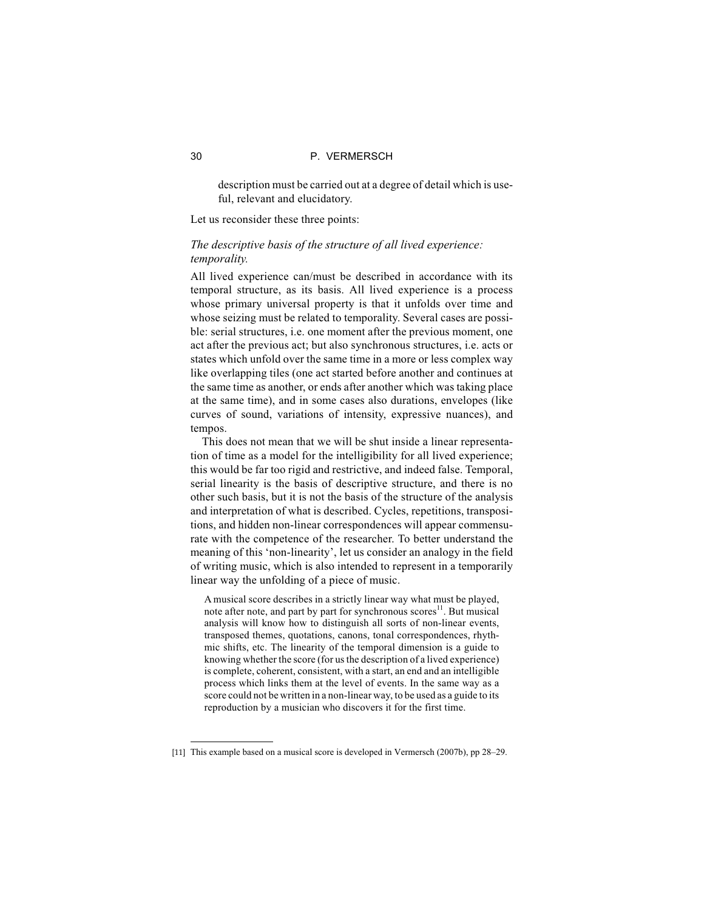description must be carried out at a degree of detail which is useful, relevant and elucidatory.

Let us reconsider these three points:

*The descriptive basis of the structure of all lived experience: temporality.*

All lived experience can/must be described in accordance with its temporal structure, as its basis. All lived experience is a process whose primary universal property is that it unfolds over time and whose seizing must be related to temporality. Several cases are possible: serial structures, i.e. one moment after the previous moment, one act after the previous act; but also synchronous structures, i.e. acts or states which unfold over the same time in a more or less complex way like overlapping tiles (one act started before another and continues at the same time as another, or ends after another which was taking place at the same time), and in some cases also durations, envelopes (like curves of sound, variations of intensity, expressive nuances), and tempos.

This does not mean that we will be shut inside a linear representation of time as a model for the intelligibility for all lived experience; this would be far too rigid and restrictive, and indeed false. Temporal, serial linearity is the basis of descriptive structure, and there is no other such basis, but it is not the basis of the structure of the analysis and interpretation of what is described. Cycles, repetitions, transpositions, and hidden non-linear correspondences will appear commensurate with the competence of the researcher. To better understand the meaning of this 'non-linearity', let us consider an analogy in the field of writing music, which is also intended to represent in a temporarily linear way the unfolding of a piece of music.

> A musical score describes in a strictly linear way what must be played, note after note, and part by part for synchronous scores[11]. But musical analysis will know how to distinguish all sorts of non-linear events, transposed themes, quotations, canons, tonal correspondences, rhythmic shifts, etc. The linearity of the temporal dimension is a guide to knowing whether the score (for us the description of a lived experience) is complete, coherent, consistent, with a start, an end and an intelligible process which links them at the level of events. In the same way as a score could not be written in a non-linear way, to be used as a guide to its reproduction by a musician who discovers it for the first time.

---

[11] This example based on a musical score is developed in Vermersch (2007b), pp 28–29.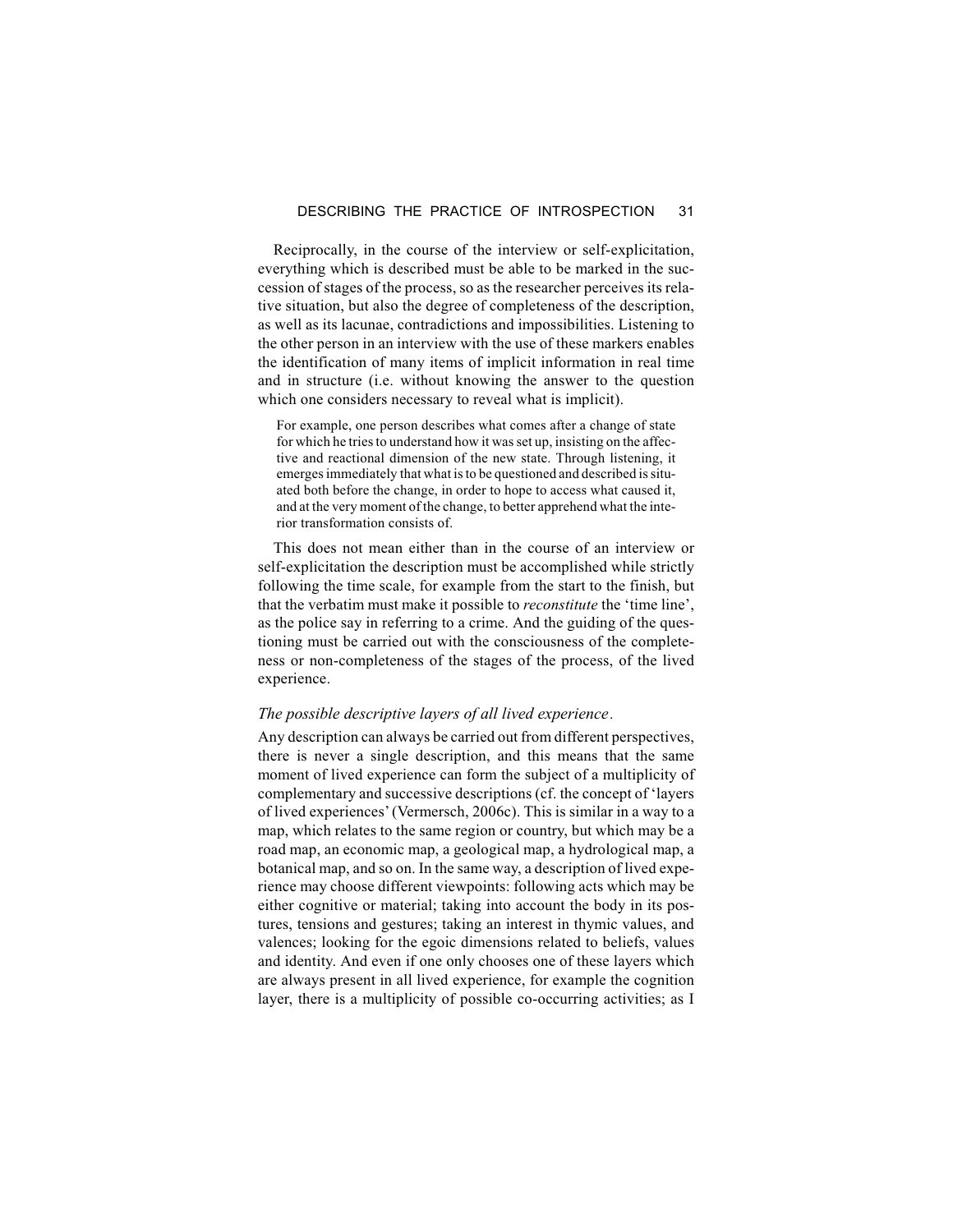Reciprocally, in the course of the interview or self-explicitation, everything which is described must be able to be marked in the succession of stages of the process, so as the researcher perceives its relative situation, but also the degree of completeness of the description, as well as its lacunae, contradictions and impossibilities. Listening to the other person in an interview with the use of these markers enables the identification of many items of implicit information in real time and in structure (i.e. without knowing the answer to the question which one considers necessary to reveal what is implicit).

> For example, one person describes what comes after a change of state for which he tries to understand how it was set up, insisting on the affective and reactional dimension of the new state. Through listening, it emerges immediately that what is to be questioned and described is situated both before the change, in order to hope to access what caused it, and at the very moment of the change, to better apprehend what the interior transformation consists of.

This does not mean either than in the course of an interview or self-explicitation the description must be accomplished while strictly following the time scale, for example from the start to the finish, but that the verbatim must make it possible to *reconstitute* the 'time line', as the police say in referring to a crime. And the guiding of the questioning must be carried out with the consciousness of the completeness or non-completeness of the stages of the process, of the lived experience.

*The possible descriptive layers of all lived experience*.

Any description can always be carried out from different perspectives, there is never a single description, and this means that the same moment of lived experience can form the subject of a multiplicity of complementary and successive descriptions (cf. the concept of 'layers of lived experiences' (Vermersch, 2006c). This is similar in a way to a map, which relates to the same region or country, but which may be a road map, an economic map, a geological map, a hydrological map, a botanical map, and so on. In the same way, a description of lived experience may choose different viewpoints: following acts which may be either cognitive or material; taking into account the body in its postures, tensions and gestures; taking an interest in thymic values, and valences; looking for the egoic dimensions related to beliefs, values and identity. And even if one only chooses one of these layers which are always present in all lived experience, for example the cognition layer, there is a multiplicity of possible co-occurring activities; as I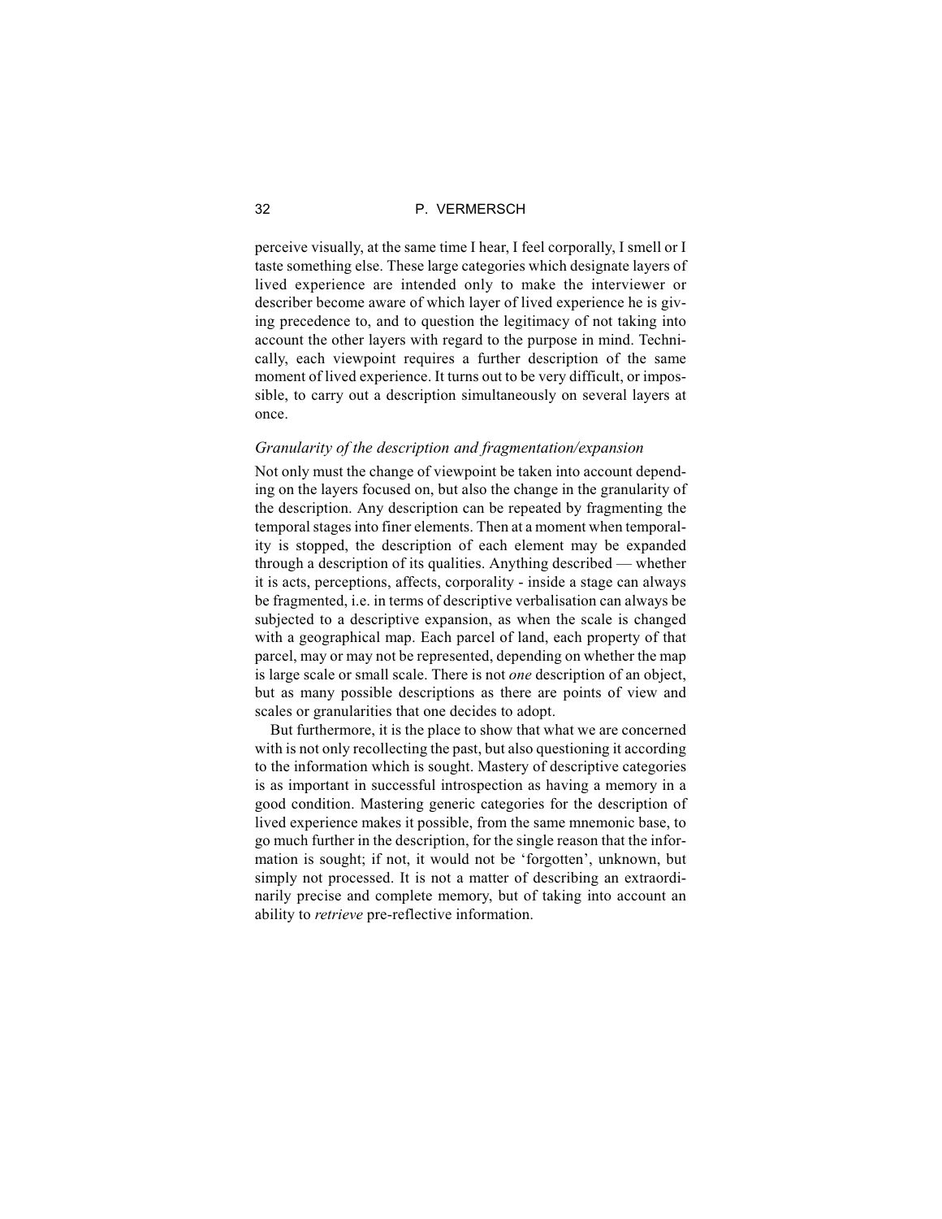perceive visually, at the same time I hear, I feel corporally, I smell or I taste something else. These large categories which designate layers of lived experience are intended only to make the interviewer or describer become aware of which layer of lived experience he is giving precedence to, and to question the legitimacy of not taking into account the other layers with regard to the purpose in mind. Technically, each viewpoint requires a further description of the same moment of lived experience. It turns out to be very difficult, or impossible, to carry out a description simultaneously on several layers at once.

### *Granularity of the description and fragmentation/expansion*

Not only must the change of viewpoint be taken into account depending on the layers focused on, but also the change in the granularity of the description. Any description can be repeated by fragmenting the temporal stages into finer elements. Then at a moment when temporality is stopped, the description of each element may be expanded through a description of its qualities. Anything described — whether it is acts, perceptions, affects, corporality - inside a stage can always be fragmented, i.e. in terms of descriptive verbalisation can always be subjected to a descriptive expansion, as when the scale is changed with a geographical map. Each parcel of land, each property of that parcel, may or may not be represented, depending on whether the map is large scale or small scale. There is not *one* description of an object, but as many possible descriptions as there are points of view and scales or granularities that one decides to adopt.

But furthermore, it is the place to show that what we are concerned with is not only recollecting the past, but also questioning it according to the information which is sought. Mastery of descriptive categories is as important in successful introspection as having a memory in a good condition. Mastering generic categories for the description of lived experience makes it possible, from the same mnemonic base, to go much further in the description, for the single reason that the information is sought; if not, it would not be 'forgotten', unknown, but simply not processed. It is not a matter of describing an extraordinarily precise and complete memory, but of taking into account an ability to *retrieve* pre-reflective information.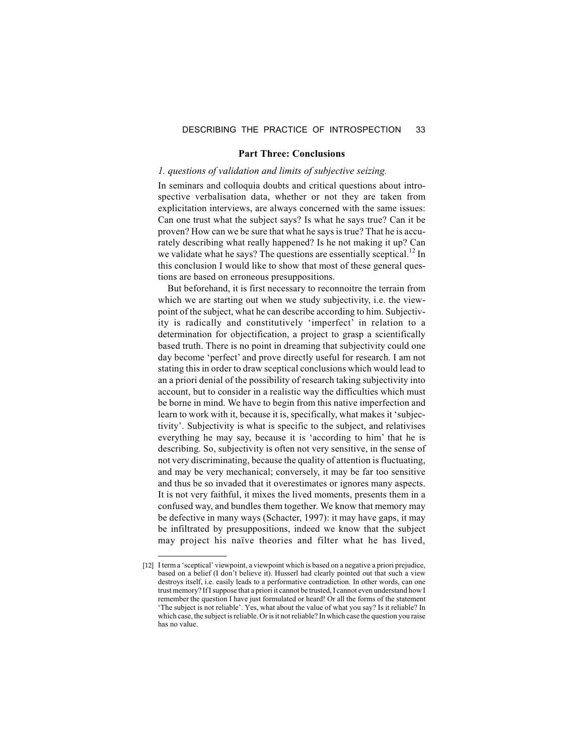## Part Three: Conclusions

### *1. questions of validation and limits of subjective seizing.*

In seminars and colloquia doubts and critical questions about introspective verbalisation data, whether or not they are taken from explicitation interviews, are always concerned with the same issues: Can one trust what the subject says? Is what he says true? Can it be proven? How can we be sure that what he says is true? That he is accurately describing what really happened? Is he not making it up? Can we validate what he says? The questions are essentially sceptical.[12] In this conclusion I would like to show that most of these general questions are based on erroneous presuppositions.

But beforehand, it is first necessary to reconnoitre the terrain from which we are starting out when we study subjectivity, i.e. the viewpoint of the subject, what he can describe according to him. Subjectivity is radically and constitutively 'imperfect' in relation to a determination for objectification, a project to grasp a scientifically based truth. There is no point in dreaming that subjectivity could one day become 'perfect' and prove directly useful for research. I am not stating this in order to draw sceptical conclusions which would lead to an a priori denial of the possibility of research taking subjectivity into account, but to consider in a realistic way the difficulties which must be borne in mind. We have to begin from this native imperfection and learn to work with it, because it is, specifically, what makes it 'subjectivity'. Subjectivity is what is specific to the subject, and relativises everything he may say, because it is 'according to him' that he is describing. So, subjectivity is often not very sensitive, in the sense of not very discriminating, because the quality of attention is fluctuating, and may be very mechanical; conversely, it may be far too sensitive and thus be so invaded that it overestimates or ignores many aspects. It is not very faithful, it mixes the lived moments, presents them in a confused way, and bundles them together. We know that memory may be defective in many ways (Schacter, 1997): it may have gaps, it may be infiltrated by presuppositions, indeed we know that the subject may project his naïve theories and filter what he has lived,

---

[12] I term a 'sceptical' viewpoint, a viewpoint which is based on a negative a priori prejudice, based on a belief (I don't believe it). Husserl had clearly pointed out that such a view destroys itself, i.e. easily leads to a performative contradiction. In other words, can one trust memory? If I suppose that a priori it cannot be trusted, I cannot even understand how I remember the question I have just formulated or heard! Or all the forms of the statement 'The subject is not reliable'. Yes, what about the value of what you say? Is it reliable? In which case, the subject is reliable. Or is it not reliable? In which case the question you raise has no value.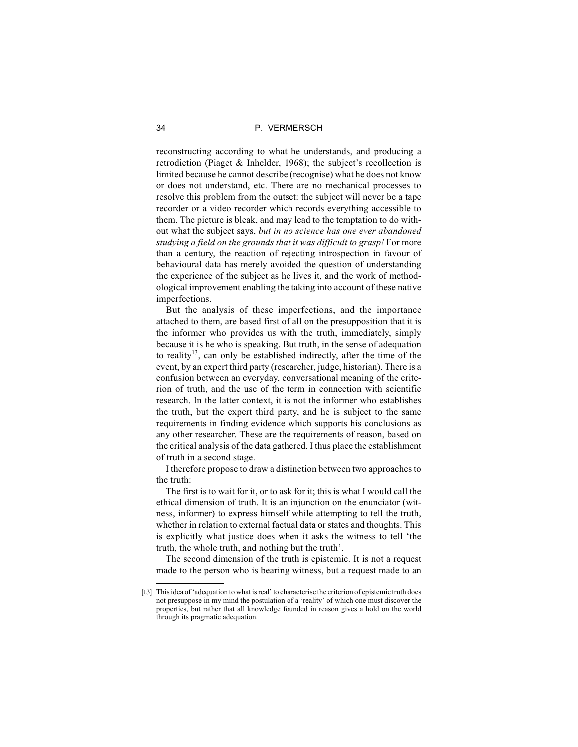reconstructing according to what he understands, and producing a retrodiction (Piaget & Inhelder, 1968); the subject's recollection is limited because he cannot describe (recognise) what he does not know or does not understand, etc. There are no mechanical processes to resolve this problem from the outset: the subject will never be a tape recorder or a video recorder which records everything accessible to them. The picture is bleak, and may lead to the temptation to do without what the subject says, *but in no science has one ever abandoned studying a field on the grounds that it was difficult to grasp!* For more than a century, the reaction of rejecting introspection in favour of behavioural data has merely avoided the question of understanding the experience of the subject as he lives it, and the work of methodological improvement enabling the taking into account of these native imperfections.

But the analysis of these imperfections, and the importance attached to them, are based first of all on the presupposition that it is the informer who provides us with the truth, immediately, simply because it is he who is speaking. But truth, in the sense of adequation to reality[13], can only be established indirectly, after the time of the event, by an expert third party (researcher, judge, historian). There is a confusion between an everyday, conversational meaning of the criterion of truth, and the use of the term in connection with scientific research. In the latter context, it is not the informer who establishes the truth, but the expert third party, and he is subject to the same requirements in finding evidence which supports his conclusions as any other researcher. These are the requirements of reason, based on the critical analysis of the data gathered. I thus place the establishment of truth in a second stage.

I therefore propose to draw a distinction between two approaches to the truth:

The first is to wait for it, or to ask for it; this is what I would call the ethical dimension of truth. It is an injunction on the enunciator (witness, informer) to express himself while attempting to tell the truth, whether in relation to external factual data or states and thoughts. This is explicitly what justice does when it asks the witness to tell 'the truth, the whole truth, and nothing but the truth'.

The second dimension of the truth is epistemic. It is not a request made to the person who is bearing witness, but a request made to an

[13] This idea of 'adequation to what is real' to characterise the criterion of epistemic truth does not presuppose in my mind the postulation of a 'reality' of which one must discover the properties, but rather that all knowledge founded in reason gives a hold on the world through its pragmatic adequation.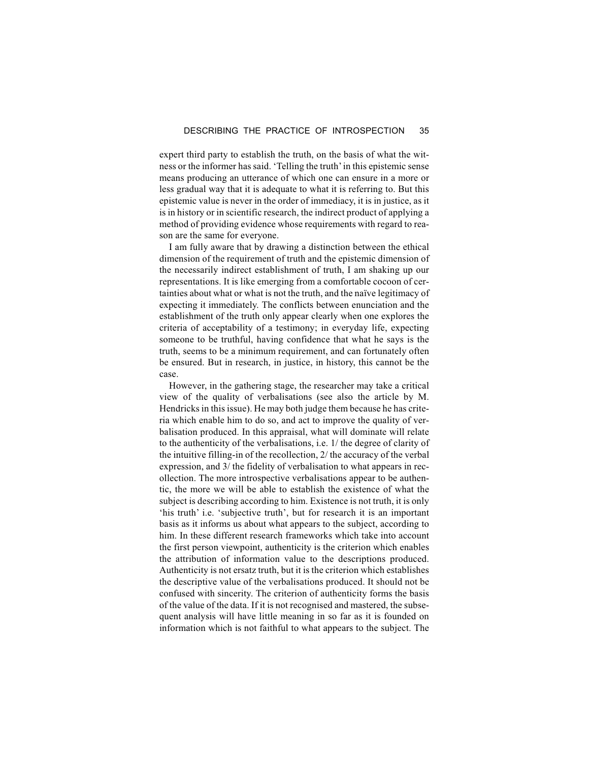expert third party to establish the truth, on the basis of what the witness or the informer has said. 'Telling the truth' in this epistemic sense means producing an utterance of which one can ensure in a more or less gradual way that it is adequate to what it is referring to. But this epistemic value is never in the order of immediacy, it is in justice, as it is in history or in scientific research, the indirect product of applying a method of providing evidence whose requirements with regard to reason are the same for everyone.

I am fully aware that by drawing a distinction between the ethical dimension of the requirement of truth and the epistemic dimension of the necessarily indirect establishment of truth, I am shaking up our representations. It is like emerging from a comfortable cocoon of certainties about what or what is not the truth, and the naïve legitimacy of expecting it immediately. The conflicts between enunciation and the establishment of the truth only appear clearly when one explores the criteria of acceptability of a testimony; in everyday life, expecting someone to be truthful, having confidence that what he says is the truth, seems to be a minimum requirement, and can fortunately often be ensured. But in research, in justice, in history, this cannot be the case.

However, in the gathering stage, the researcher may take a critical view of the quality of verbalisations (see also the article by M. Hendricks in this issue). He may both judge them because he has criteria which enable him to do so, and act to improve the quality of verbalisation produced. In this appraisal, what will dominate will relate to the authenticity of the verbalisations, i.e. 1/ the degree of clarity of the intuitive filling-in of the recollection, 2/ the accuracy of the verbal expression, and 3/ the fidelity of verbalisation to what appears in recollection. The more introspective verbalisations appear to be authentic, the more we will be able to establish the existence of what the subject is describing according to him. Existence is not truth, it is only 'his truth' i.e. 'subjective truth', but for research it is an important basis as it informs us about what appears to the subject, according to him. In these different research frameworks which take into account the first person viewpoint, authenticity is the criterion which enables the attribution of information value to the descriptions produced. Authenticity is not ersatz truth, but it is the criterion which establishes the descriptive value of the verbalisations produced. It should not be confused with sincerity. The criterion of authenticity forms the basis of the value of the data. If it is not recognised and mastered, the subsequent analysis will have little meaning in so far as it is founded on information which is not faithful to what appears to the subject. The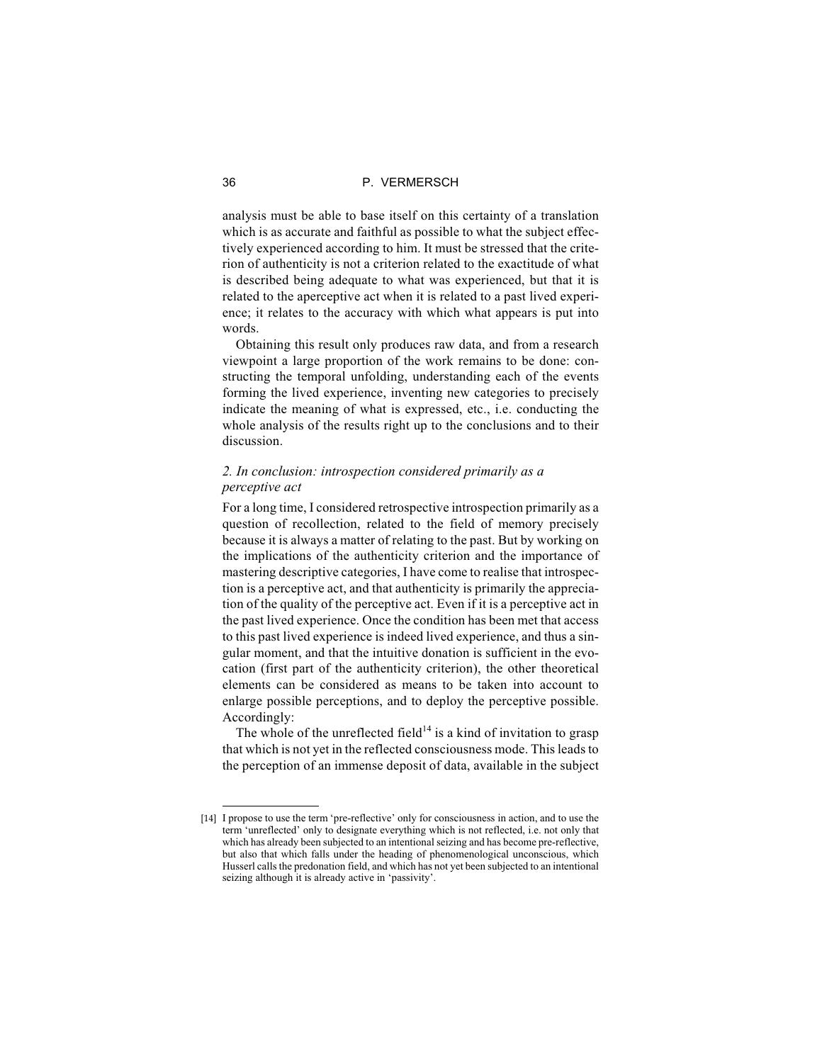analysis must be able to base itself on this certainty of a translation which is as accurate and faithful as possible to what the subject effectively experienced according to him. It must be stressed that the criterion of authenticity is not a criterion related to the exactitude of what is described being adequate to what was experienced, but that it is related to the aperceptive act when it is related to a past lived experience; it relates to the accuracy with which what appears is put into words.

Obtaining this result only produces raw data, and from a research viewpoint a large proportion of the work remains to be done: constructing the temporal unfolding, understanding each of the events forming the lived experience, inventing new categories to precisely indicate the meaning of what is expressed, etc., i.e. conducting the whole analysis of the results right up to the conclusions and to their discussion.

### *2. In conclusion: introspection considered primarily as a perceptive act*

For a long time, I considered retrospective introspection primarily as a question of recollection, related to the field of memory precisely because it is always a matter of relating to the past. But by working on the implications of the authenticity criterion and the importance of mastering descriptive categories, I have come to realise that introspection is a perceptive act, and that authenticity is primarily the appreciation of the quality of the perceptive act. Even if it is a perceptive act in the past lived experience. Once the condition has been met that access to this past lived experience is indeed lived experience, and thus a singular moment, and that the intuitive donation is sufficient in the evocation (first part of the authenticity criterion), the other theoretical elements can be considered as means to be taken into account to enlarge possible perceptions, and to deploy the perceptive possible. Accordingly:

The whole of the unreflected field[14] is a kind of invitation to grasp that which is not yet in the reflected consciousness mode. This leads to the perception of an immense deposit of data, available in the subject

---

[14] I propose to use the term 'pre-reflective' only for consciousness in action, and to use the term 'unreflected' only to designate everything which is not reflected, i.e. not only that which has already been subjected to an intentional seizing and has become pre-reflective, but also that which falls under the heading of phenomenological unconscious, which Husserl calls the predonation field, and which has not yet been subjected to an intentional seizing although it is already active in 'passivity'.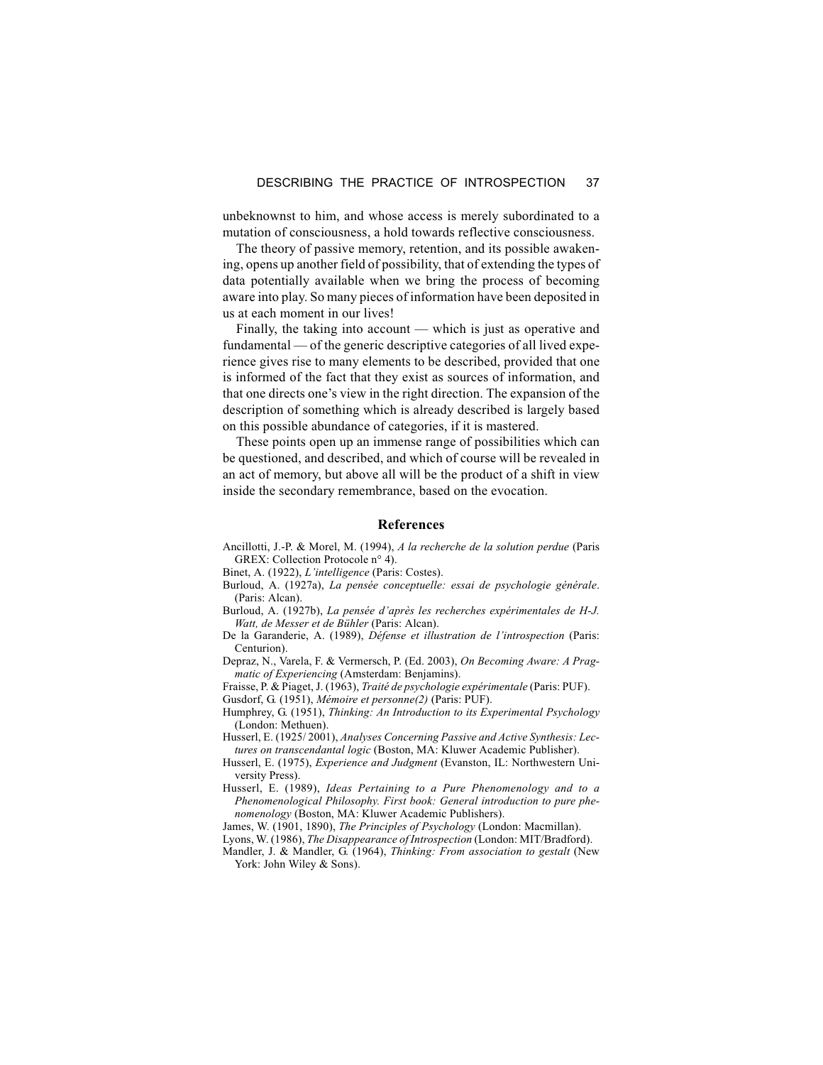unbeknownst to him, and whose access is merely subordinated to a mutation of consciousness, a hold towards reflective consciousness.

The theory of passive memory, retention, and its possible awakening, opens up another field of possibility, that of extending the types of data potentially available when we bring the process of becoming aware into play. So many pieces of information have been deposited in us at each moment in our lives!

Finally, the taking into account — which is just as operative and fundamental — of the generic descriptive categories of all lived experience gives rise to many elements to be described, provided that one is informed of the fact that they exist as sources of information, and that one directs one's view in the right direction. The expansion of the description of something which is already described is largely based on this possible abundance of categories, if it is mastered.

These points open up an immense range of possibilities which can be questioned, and described, and which of course will be revealed in an act of memory, but above all will be the product of a shift in view inside the secondary remembrance, based on the evocation.

## References

Ancillotti, J.-P. & Morel, M. (1994), *A la recherche de la solution perdue* (Paris GREX: Collection Protocole n° 4).

Binet, A. (1922), *L'intelligence* (Paris: Costes).

Burloud, A. (1927a), *La pensée conceptuelle: essai de psychologie générale*. (Paris: Alcan).

Burloud, A. (1927b), *La pensée d'après les recherches expérimentales de H-J. Watt, de Messer et de Bühler* (Paris: Alcan).

De la Garanderie, A. (1989), *Défense et illustration de l'introspection* (Paris: Centurion).

Depraz, N., Varela, F. & Vermersch, P. (Ed. 2003), *On Becoming Aware: A Pragmatic of Experiencing* (Amsterdam: Benjamins).

Fraisse, P. & Piaget, J. (1963), *Traité de psychologie expérimentale* (Paris: PUF).

Gusdorf, G. (1951), *Mémoire et personne(2)* (Paris: PUF).

Humphrey, G. (1951), *Thinking: An Introduction to its Experimental Psychology* (London: Methuen).

Husserl, E. (1925/ 2001), *Analyses Concerning Passive and Active Synthesis: Lectures on transcendantal logic* (Boston, MA: Kluwer Academic Publisher).

Husserl, E. (1975), *Experience and Judgment* (Evanston, IL: Northwestern University Press).

Husserl, E. (1989), *Ideas Pertaining to a Pure Phenomenology and to a Phenomenological Philosophy. First book: General introduction to pure phenomenology* (Boston, MA: Kluwer Academic Publishers).

James, W. (1901, 1890), *The Principles of Psychology* (London: Macmillan).

Lyons, W. (1986), *The Disappearance of Introspection* (London: MIT/Bradford).

Mandler, J. & Mandler, G. (1964), *Thinking: From association to gestalt* (New York: John Wiley & Sons).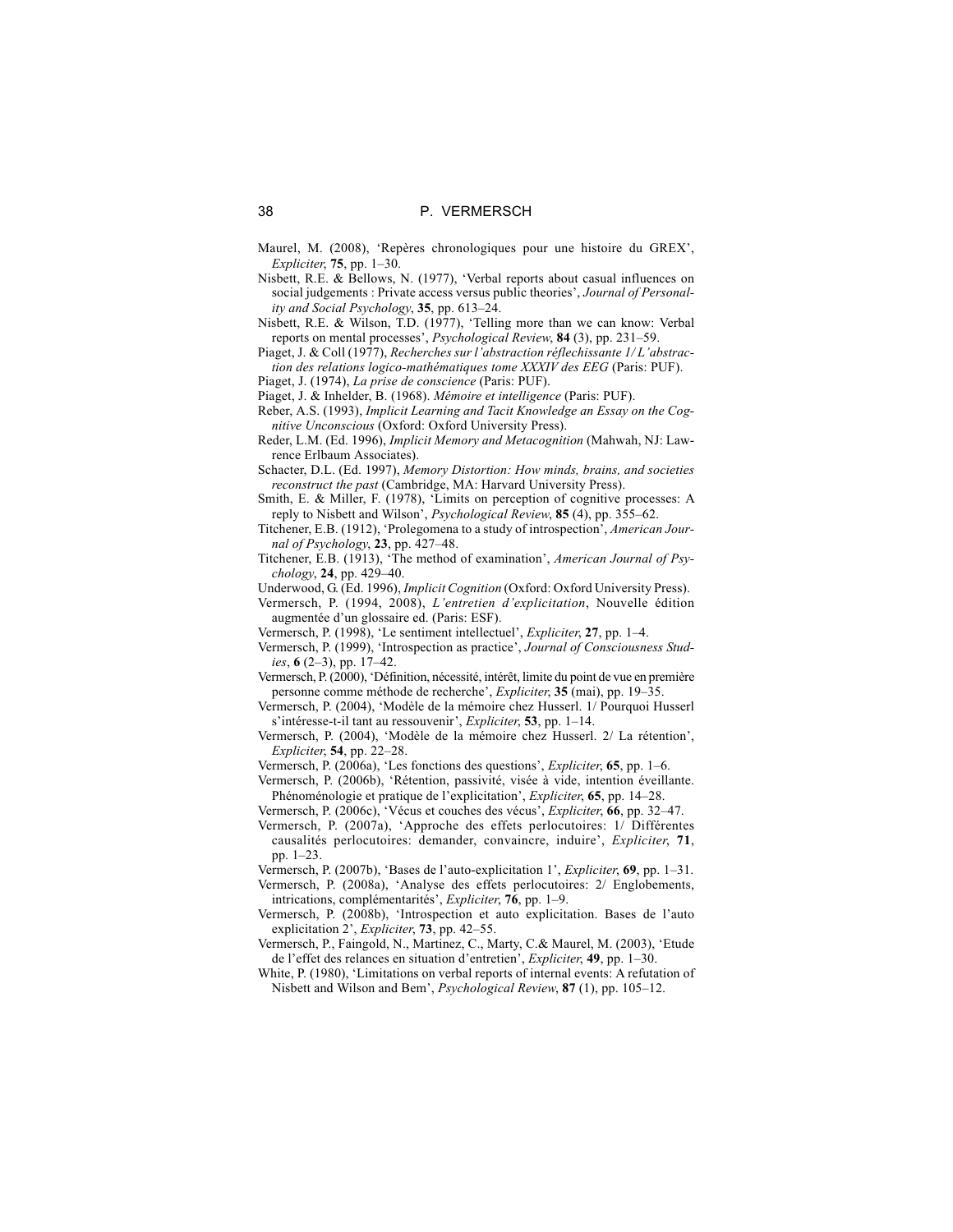Maurel, M. (2008), 'Repères chronologiques pour une histoire du GREX', *Expliciter*, **75**, pp. 1–30.

Nisbett, R.E. & Bellows, N. (1977), 'Verbal reports about casual influences on social judgements : Private access versus public theories', *Journal of Personality and Social Psychology*, **35**, pp. 613–24.

Nisbett, R.E. & Wilson, T.D. (1977), 'Telling more than we can know: Verbal reports on mental processes', *Psychological Review*, **84** (3), pp. 231–59.

Piaget, J. & Coll (1977), *Recherches sur l'abstraction réflechissante 1/ L'abstraction des relations logico-mathématiques tome XXXIV des EEG* (Paris: PUF).

Piaget, J. (1974), *La prise de conscience* (Paris: PUF).

Piaget, J. & Inhelder, B. (1968). *Mémoire et intelligence* (Paris: PUF).

Reber, A.S. (1993), *Implicit Learning and Tacit Knowledge an Essay on the Cognitive Unconscious* (Oxford: Oxford University Press).

Reder, L.M. (Ed. 1996), *Implicit Memory and Metacognition* (Mahwah, NJ: Lawrence Erlbaum Associates).

Schacter, D.L. (Ed. 1997), *Memory Distortion: How minds, brains, and societies reconstruct the past* (Cambridge, MA: Harvard University Press).

Smith, E. & Miller, F. (1978), 'Limits on perception of cognitive processes: A reply to Nisbett and Wilson', *Psychological Review*, **85** (4), pp. 355–62.

Titchener, E.B. (1912), 'Prolegomena to a study of introspection', *American Journal of Psychology*, **23**, pp. 427–48.

Titchener, E.B. (1913), 'The method of examination', *American Journal of Psychology*, **24**, pp. 429–40.

Underwood, G. (Ed. 1996), *Implicit Cognition* (Oxford: Oxford University Press).

Vermersch, P. (1994, 2008), *L'entretien d'explicitation*, Nouvelle édition augmentée d'un glossaire ed. (Paris: ESF).

Vermersch, P. (1998), 'Le sentiment intellectuel', *Expliciter*, **27**, pp. 1–4.

Vermersch, P. (1999), 'Introspection as practice', *Journal of Consciousness Studies*, **6** (2–3), pp. 17–42.

Vermersch, P. (2000), 'Définition, nécessité, intérêt, limite du point de vue en première personne comme méthode de recherche', *Expliciter*, **35** (mai), pp. 19–35.

Vermersch, P. (2004), 'Modèle de la mémoire chez Husserl. 1/ Pourquoi Husserl s'intéresse-t-il tant au ressouvenir', *Expliciter*, **53**, pp. 1–14.

Vermersch, P. (2004), 'Modèle de la mémoire chez Husserl. 2/ La rétention', *Expliciter*, **54**, pp. 22–28.

Vermersch, P. (2006a), 'Les fonctions des questions', *Expliciter*, **65**, pp. 1–6.

Vermersch, P. (2006b), 'Rétention, passivité, visée à vide, intention éveillante. Phénoménologie et pratique de l'explicitation', *Expliciter*, **65**, pp. 14–28.

Vermersch, P. (2006c), 'Vécus et couches des vécus', *Expliciter*, **66**, pp. 32–47.

Vermersch, P. (2007a), 'Approche des effets perlocutoires: 1/ Différentes causalités perlocutoires: demander, convaincre, induire', *Expliciter*, **71**, pp. 1–23.

Vermersch, P. (2007b), 'Bases de l'auto-explicitation 1', *Expliciter*, **69**, pp. 1–31.

Vermersch, P. (2008a), 'Analyse des effets perlocutoires: 2/ Englobements, intrications, complémentarités', *Expliciter*, **76**, pp. 1–9.

Vermersch, P. (2008b), 'Introspection et auto explicitation. Bases de l'auto explicitation 2', *Expliciter*, **73**, pp. 42–55.

Vermersch, P., Faingold, N., Martinez, C., Marty, C.& Maurel, M. (2003), 'Etude de l'effet des relances en situation d'entretien', *Expliciter*, **49**, pp. 1–30.

White, P. (1980), 'Limitations on verbal reports of internal events: A refutation of Nisbett and Wilson and Bem', *Psychological Review*, **87** (1), pp. 105–12.